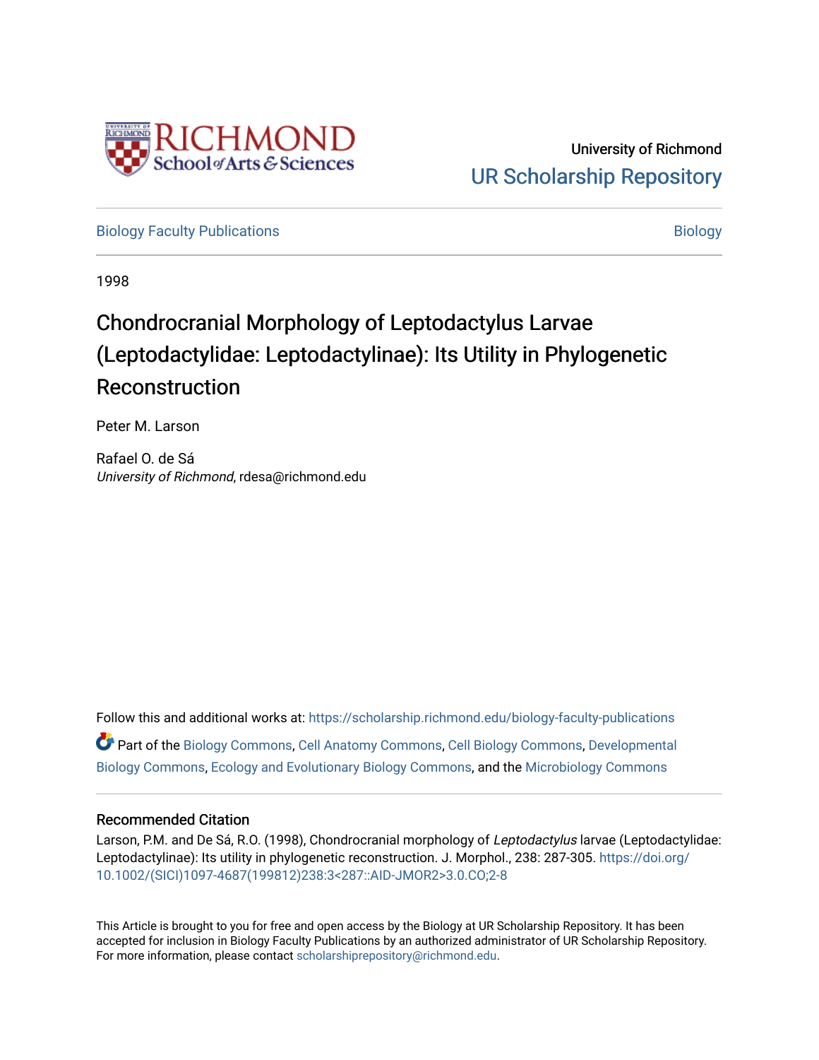University of Richmond
UR Scholarship Repository

Biology Faculty Publications | Biology

1998

# Chondrocranial Morphology of Leptodactylus Larvae (Leptodactylidae: Leptodactylinae): Its Utility in Phylogenetic Reconstruction

Peter M. Larson

Rafael O. de Sá
*University of Richmond*, rdesa@richmond.edu

Follow this and additional works at: https://scholarship.richmond.edu/biology-faculty-publications

Part of the Biology Commons, Cell Anatomy Commons, Cell Biology Commons, Developmental Biology Commons, Ecology and Evolutionary Biology Commons, and the Microbiology Commons

## Recommended Citation

Larson, P.M. and De Sá, R.O. (1998), Chondrocranial morphology of *Leptodactylus* larvae (Leptodactylidae: Leptodactylinae): Its utility in phylogenetic reconstruction. J. Morphol., 238: 287-305. https://doi.org/10.1002/(SICI)1097-4687(199812)238:3<287::AID-JMOR2>3.0.CO;2-8

This Article is brought to you for free and open access by the Biology at UR Scholarship Repository. It has been accepted for inclusion in Biology Faculty Publications by an authorized administrator of UR Scholarship Repository. For more information, please contact scholarshiprepository@richmond.edu.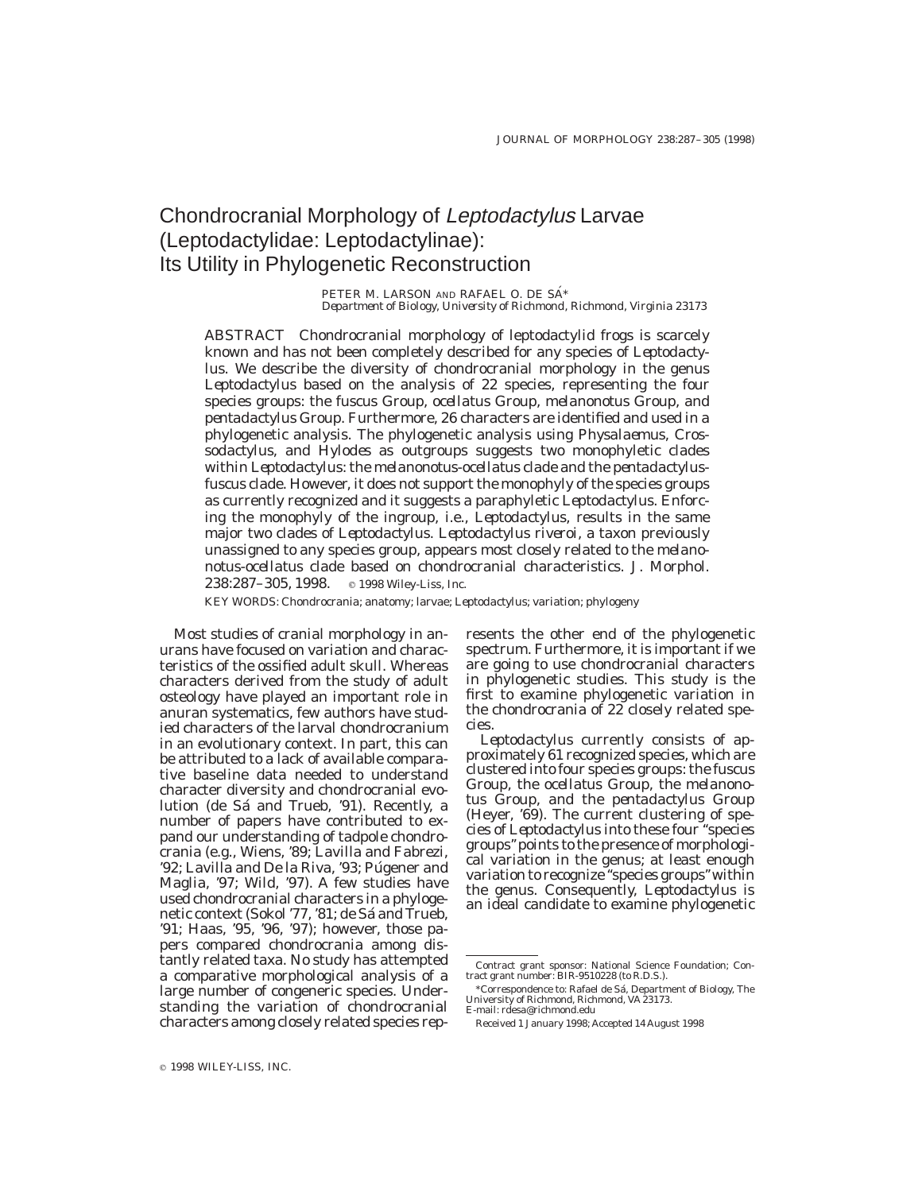# Chondrocranial Morphology of *Leptodactylus* Larvae (Leptodactylidae: Leptodactylinae): Its Utility in Phylogenetic Reconstruction

PETER M. LARSON AND RAFAEL O. DE SÁ*

*Department of Biology, University of Richmond, Richmond, Virginia 23173*

ABSTRACT Chondrocranial morphology of leptodactylid frogs is scarcely known and has not been completely described for any species of *Leptodactylus*. We describe the diversity of chondrocranial morphology in the genus *Leptodactylus* based on the analysis of 22 species, representing the four species groups: the *fuscus* Group, *ocellatus* Group, *melanonotus* Group, and *pentadactylus* Group. Furthermore, 26 characters are identified and used in a phylogenetic analysis. The phylogenetic analysis using *Physalaemus*, *Crossodactylus*, and *Hylodes* as outgroups suggests two monophyletic clades within *Leptodactylus*: the *melanonotus-ocellatus* clade and the *pentadactylus-fuscus* clade. However, it does not support the monophyly of the species groups as currently recognized and it suggests a paraphyletic *Leptodactylus*. Enforcing the monophyly of the ingroup, i.e., *Leptodactylus*, results in the same major two clades of *Leptodactylus*. *Leptodactylus riveroi*, a taxon previously unassigned to any species group, appears most closely related to the *melanonotus-ocellatus* clade based on chondrocranial characteristics. J. Morphol. 238:287–305, 1998. © 1998 Wiley-Liss, Inc.

KEY WORDS: Chondrocrania; anatomy; larvae; *Leptodactylus*; variation; phylogeny

Most studies of cranial morphology in anurans have focused on variation and characteristics of the ossified adult skull. Whereas characters derived from the study of adult osteology have played an important role in anuran systematics, few authors have studied characters of the larval chondrocranium in an evolutionary context. In part, this can be attributed to a lack of available comparative baseline data needed to understand character diversity and chondrocranial evolution (de Sá and Trueb, '91). Recently, a number of papers have contributed to expand our understanding of tadpole chondrocrania (e.g., Wiens, '89; Lavilla and Fabrezi, '92; Lavilla and De la Riva, '93; Púgener and Maglia, '97; Wild, '97). A few studies have used chondrocranial characters in a phylogenetic context (Sokol '77, '81; de Sá and Trueb, '91; Haas, '95, '96, '97); however, those papers compared chondrocrania among distantly related taxa. No study has attempted a comparative morphological analysis of a large number of congeneric species. Understanding the variation of chondrocranial characters among closely related species represents the other end of the phylogenetic spectrum. Furthermore, it is important if we are going to use chondrocranial characters in phylogenetic studies. This study is the first to examine phylogenetic variation in the chondrocrania of 22 closely related species.

*Leptodactylus* currently consists of approximately 61 recognized species, which are clustered into four species groups: the *fuscus* Group, the *ocellatus* Group, the *melanonotus* Group, and the *pentadactylus* Group (Heyer, '69). The current clustering of species of *Leptodactylus* into these four "species groups" points to the presence of morphological variation in the genus; at least enough variation to recognize "species groups" within the genus. Consequently, *Leptodactylus* is an ideal candidate to examine phylogenetic

---

Contract grant sponsor: National Science Foundation; Contract grant number: BIR-9510228 (to R.D.S.).

*Correspondence to: Rafael de Sá, Department of Biology, The University of Richmond, Richmond, VA 23173. E-mail: rdesa@richmond.edu

Received 1 January 1998; Accepted 14 August 1998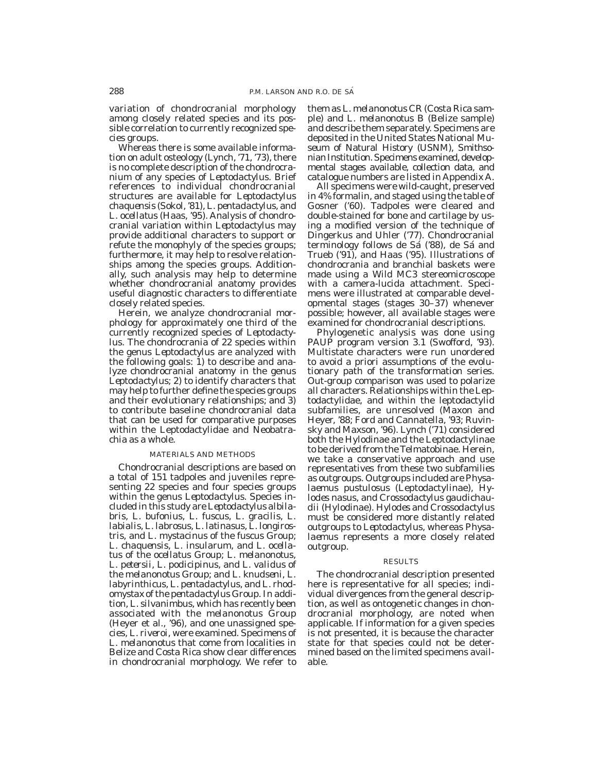variation of chondrocranial morphology among closely related species and its possible correlation to currently recognized species groups.

Whereas there is some available information on adult osteology (Lynch, '71, '73), there is no complete description of the chondrocranium of any species of *Leptodactylus*. Brief references to individual chondrocranial structures are available for *Leptodactylus chaquensis* (Sokol, '81), *L. pentadactylus*, and *L. ocellatus* (Haas, '95). Analysis of chondrocranial variation within *Leptodactylus* may provide additional characters to support or refute the monophyly of the species groups; furthermore, it may help to resolve relationships among the species groups. Additionally, such analysis may help to determine whether chondrocranial anatomy provides useful diagnostic characters to differentiate closely related species.

Herein, we analyze chondrocranial morphology for approximately one third of the currently recognized species of *Leptodactylus*. The chondrocrania of 22 species within the genus *Leptodactylus* are analyzed with the following goals: 1) to describe and analyze chondrocranial anatomy in the genus *Leptodactylus*; 2) to identify characters that may help to further define the species groups and their evolutionary relationships; and 3) to contribute baseline chondrocranial data that can be used for comparative purposes within the Leptodactylidae and Neobatrachia as a whole.

## MATERIALS AND METHODS

Chondrocranial descriptions are based on a total of 151 tadpoles and juveniles representing 22 species and four species groups within the genus *Leptodactylus*. Species included in this study are *Leptodactylus albilabris*, *L. bufonius*, *L. fuscus*, *L. gracilis*, *L. labialis*, *L. labrosus*, *L. latinasus*, *L. longirostris*, and *L. mystacinus* of the *fuscus* Group; *L. chaquensis*, *L. insularum*, and *L. ocellatus* of the *ocellatus* Group; *L. melanonotus*, *L. petersii*, *L. podicipinus*, and *L. validus* of the *melanonotus* Group; and *L. knudseni*, *L. labyrinthicus*, *L. pentadactylus*, and *L. rhodomystax* of the *pentadactylus* Group. In addition, *L. silvanimbus*, which has recently been associated with the *melanonotus* Group (Heyer et al., '96), and one unassigned species, *L. riveroi*, were examined. Specimens of *L. melanonotus* that come from localities in Belize and Costa Rica show clear differences in chondrocranial morphology. We refer to them as *L. melanonotus* CR (Costa Rica sample) and *L. melanonotus* B (Belize sample) and describe them separately. Specimens are deposited in the United States National Museum of Natural History (USNM), Smithsonian Institution. Specimens examined, developmental stages available, collection data, and catalogue numbers are listed in Appendix A.

All specimens were wild-caught, preserved in 4% formalin, and staged using the table of Gosner ('60). Tadpoles were cleared and double-stained for bone and cartilage by using a modified version of the technique of Dingerkus and Uhler ('77). Chondrocranial terminology follows de Sá ('88), de Sá and Trueb ('91), and Haas ('95). Illustrations of chondrocrania and branchial baskets were made using a Wild MC3 stereomicroscope with a camera-lucida attachment. Specimens were illustrated at comparable developmental stages (stages 30–37) whenever possible; however, all available stages were examined for chondrocranial descriptions.

Phylogenetic analysis was done using PAUP program version 3.1 (Swofford, '93). Multistate characters were run unordered to avoid a priori assumptions of the evolutionary path of the transformation series. Out-group comparison was used to polarize all characters. Relationships within the Leptodactylidae, and within the leptodactylid subfamilies, are unresolved (Maxon and Heyer, '88; Ford and Cannatella, '93; Ruvinsky and Maxson, '96). Lynch ('71) considered both the Hylodinae and the Leptodactylinae to be derived from the Telmatobinae. Herein, we take a conservative approach and use representatives from these two subfamilies as outgroups. Outgroups included are *Physalaemus pustulosus* (Leptodactylinae), *Hylodes nasus*, and *Crossodactylus gaudichaudii* (Hylodinae). *Hylodes* and *Crossodactylus* must be considered more distantly related outgroups to *Leptodactylus*, whereas *Physalaemus* represents a more closely related outgroup.

## RESULTS

The chondrocranial description presented here is representative for all species; individual divergences from the general description, as well as ontogenetic changes in chondrocranial morphology, are noted when applicable. If information for a given species is not presented, it is because the character state for that species could not be determined based on the limited specimens available.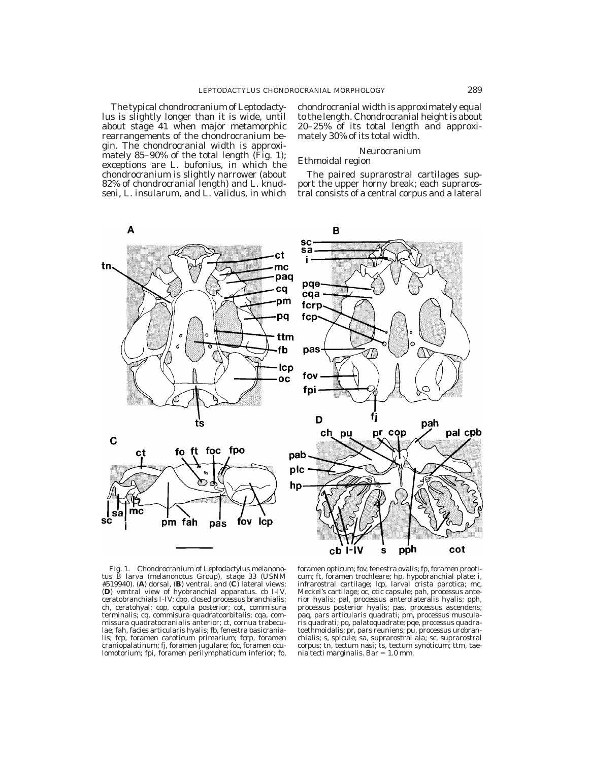The typical chondrocranium of *Leptodactylus* is slightly longer than it is wide, until about stage 41 when major metamorphic rearrangements of the chondrocranium begin. The chondrocranial width is approximately 85–90% of the total length (Fig. 1); exceptions are *L. bufonius*, in which the chondrocranium is slightly narrower (about 82% of chondrocranial length) and *L. knudseni*, *L. insularum*, and *L. validus*, in which chondrocranial width is approximately equal to the length. Chondrocranial height is about 20–25% of its total length and approximately 30% of its total width.

## Neurocranium

### Ethmoidal region

The paired suprarostral cartilages support the upper horny break; each suprarostral consists of a central corpus and a lateral

Fig. 1. Chondrocranium of *Leptodactylus melanonotus* B larva (melanonotus Group), stage 33 (USNM #519940). (**A**) dorsal, (**B**) ventral, and (**C**) lateral views; (**D**) ventral view of hyobranchial apparatus. cb I-IV, ceratobranchials I-IV; cbp, closed processus branchialis; ch, ceratohyal; cop, copula posterior; cot, commisura terminalis; cq, commissura quadratoorbitalis; cqa, commissura quadratocranialis anterior; ct, cornua trabeculae; fah, facies articularis hyalis; fb, fenestra basicranialis; fcp, foramen caroticum primarium; fcrp, foramen craniopalatinum; fj, foramen jugulare; foc, foramen oculomotorium; fpi, foramen perilymphaticum inferior; fo, foramen opticum; fov, fenestra ovalis; fp, foramen prooticum; ft, foramen trochleare; hp, hypobranchial plate; i, infrarostral cartilage; lcp, larval crista parotica; mc, Meckel's cartilage; oc, otic capsule; pah, processus anterior hyalis; pal, processus anterolateralis hyalis; pph, processus posterior hyalis; pas, processus ascendens; paq, pars articularis quadrati; pm, processus muscularis quadrati; pq, palatoquadrate; pqe, processus quadratoethmoidalis; pr, pars reuniens; pu, processus urobranchialis; s, spicule; sa, suprarostral ala; sc, suprarostral corpus; tn, tectum nasi; ts, tectum synoticum; ttm, taenia tecti marginalis. Bar = 1.0 mm.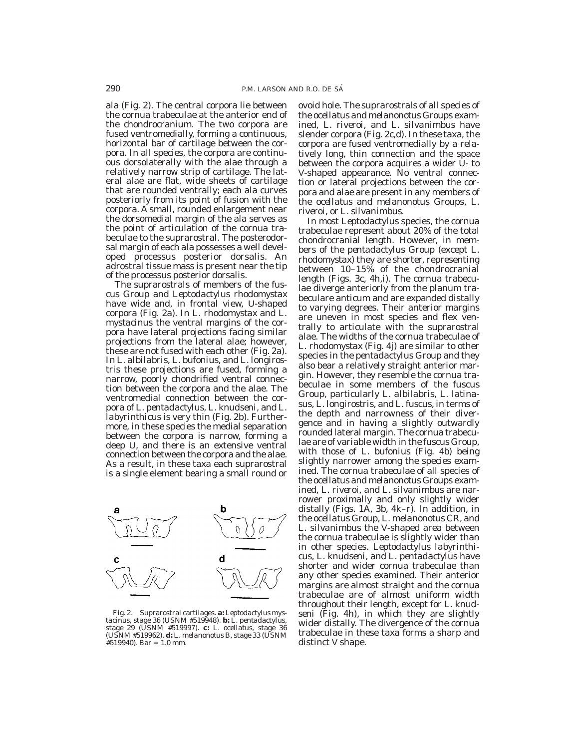ala (Fig. 2). The central corpora lie between the cornua trabeculae at the anterior end of the chondrocranium. The two corpora are fused ventromedially, forming a continuous, horizontal bar of cartilage between the corpora. In all species, the corpora are continuous dorsolaterally with the alae through a relatively narrow strip of cartilage. The lateral alae are flat, wide sheets of cartilage that are rounded ventrally; each ala curves posteriorly from its point of fusion with the corpora. A small, rounded enlargement near the dorsomedial margin of the ala serves as the point of articulation of the cornua trabeculae to the suprarostral. The posterodorsal margin of each ala possesses a well developed processus posterior dorsalis. An adrostral tissue mass is present near the tip of the processus posterior dorsalis.

The suprarostrals of members of the *fuscus* Group and *Leptodactylus rhodomystax* have wide and, in frontal view, U-shaped corpora (Fig. 2a). In *L. rhodomystax* and *L. mystacinus* the ventral margins of the corpora have lateral projections facing similar projections from the lateral alae; however, these are not fused with each other (Fig. 2a). In *L. albilabris*, *L. bufonius*, and *L. longirostris* these projections are fused, forming a narrow, poorly chondrified ventral connection between the corpora and the alae. The ventromedial connection between the corpora of *L. pentadactylus*, *L. knudseni*, and *L. labyrinthicus* is very thin (Fig. 2b). Furthermore, in these species the medial separation between the corpora is narrow, forming a deep U, and there is an extensive ventral connection between the corpora and the alae. As a result, in these taxa each suprarostral is a single element bearing a small round or ovoid hole. The suprarostrals of all species of the *ocellatus* and *melanonotus* Groups examined, *L. riveroi*, and *L. silvanimbus* have slender corpora (Fig. 2c,d). In these taxa, the corpora are fused ventromedially by a relatively long, thin connection and the space between the corpora acquires a wider U- to V-shaped appearance. No ventral connection or lateral projections between the corpora and alae are present in any members of the *ocellatus* and *melanonotus* Groups, *L. riveroi*, or *L. silvanimbus*.

Fig. 2. Suprarostral cartilages. **a:** *Leptodactylus mystacinus*, stage 36 (USNM #519948). **b:** *L. pentadactylus*, stage 29 (USNM #519997). **c:** *L. ocellatus*, stage 36 (USNM #519962). **d:** *L. melanonotus* B, stage 33 (USNM #519940). Bar = 1.0 mm.

In most *Leptodactylus* species, the cornua trabeculae represent about 20% of the total chondrocranial length. However, in members of the *pentadactylus* Group (except *L. rhodomystax*) they are shorter, representing between 10–15% of the chondrocranial length (Figs. 3c, 4h,i). The cornua trabeculae diverge anteriorly from the planum trabeculare anticum and are expanded distally to varying degrees. Their anterior margins are uneven in most species and flex ventrally to articulate with the suprarostral alae. The widths of the cornua trabeculae of *L. rhodomystax* (Fig. 4j) are similar to other species in the *pentadactylus* Group and they also bear a relatively straight anterior margin. However, they resemble the cornua trabeculae in some members of the *fuscus* Group, particularly *L. albilabris*, *L. latinasus*, *L. longirostris*, and *L. fuscus*, in terms of the depth and narrowness of their divergence and in having a slightly outwardly rounded lateral margin. The cornua trabeculae are of variable width in the *fuscus* Group, with those of *L. bufonius* (Fig. 4b) being slightly narrower among the species examined. The cornua trabeculae of all species of the *ocellatus* and *melanonotus* Groups examined, *L. riveroi*, and *L. silvanimbus* are narrower proximally and only slightly wider distally (Figs. 1A, 3b, 4k–r). In addition, in the *ocellatus* Group, *L. melanonotus* CR, and *L. silvanimbus* the V-shaped area between the cornua trabeculae is slightly wider than in other species. *Leptodactylus labyrinthicus*, *L. knudseni*, and *L. pentadactylus* have shorter and wider cornua trabeculae than any other species examined. Their anterior margins are almost straight and the cornua trabeculae are of almost uniform width throughout their length, except for *L. knudseni* (Fig. 4h), in which they are slightly wider distally. The divergence of the cornua trabeculae in these taxa forms a sharp and distinct V shape.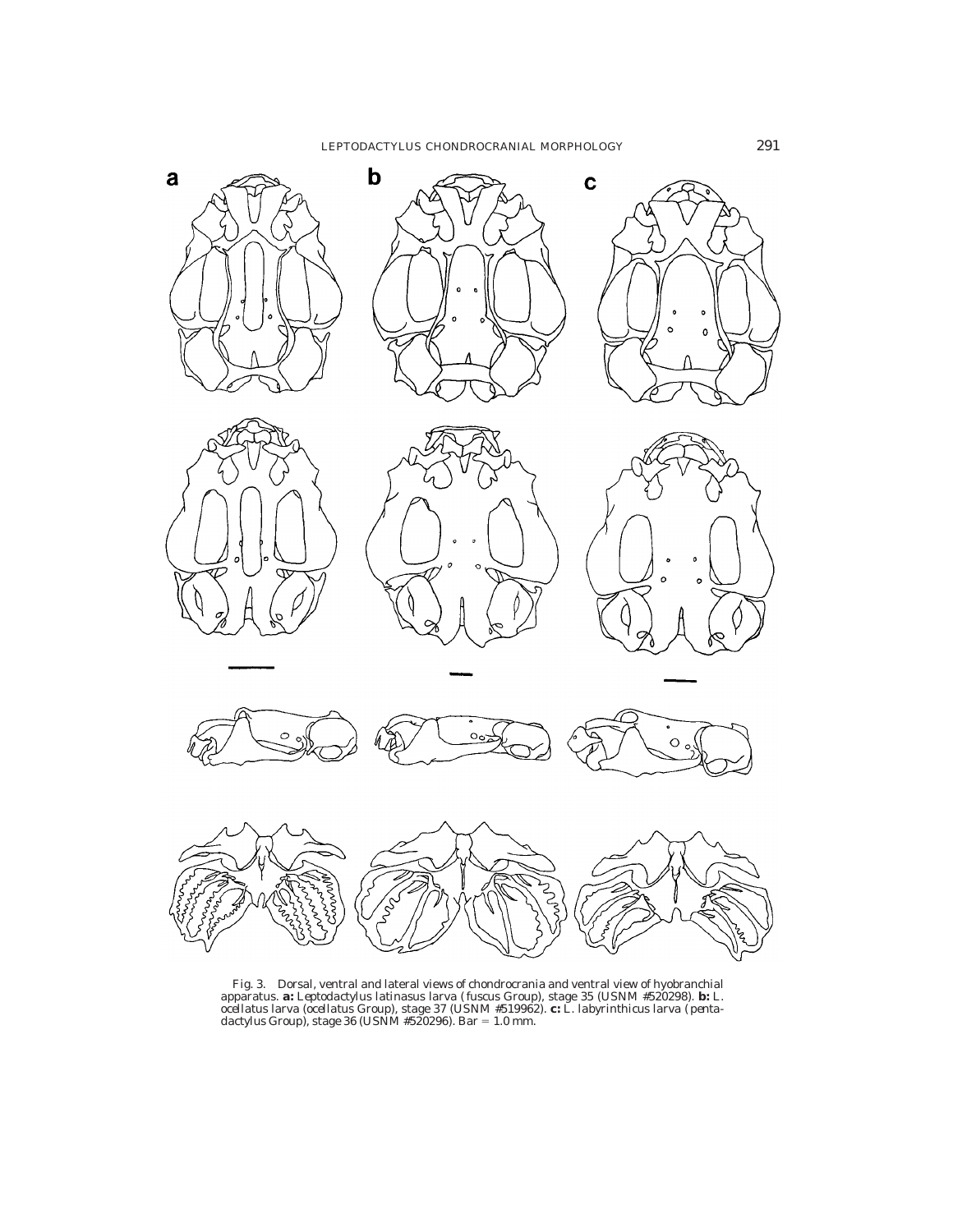Fig. 3. Dorsal, ventral and lateral views of chondrocrania and ventral view of hyobranchial apparatus. **a:** *Leptodactylus latinasus* larva (*fuscus* Group), stage 35 (USNM #520298). **b:** *L. ocellatus* larva (*ocellatus* Group), stage 37 (USNM #519962). **c:** *L. labyrinthicus* larva (*pentadactylus* Group), stage 36 (USNM #520296). Bar = 1.0 mm.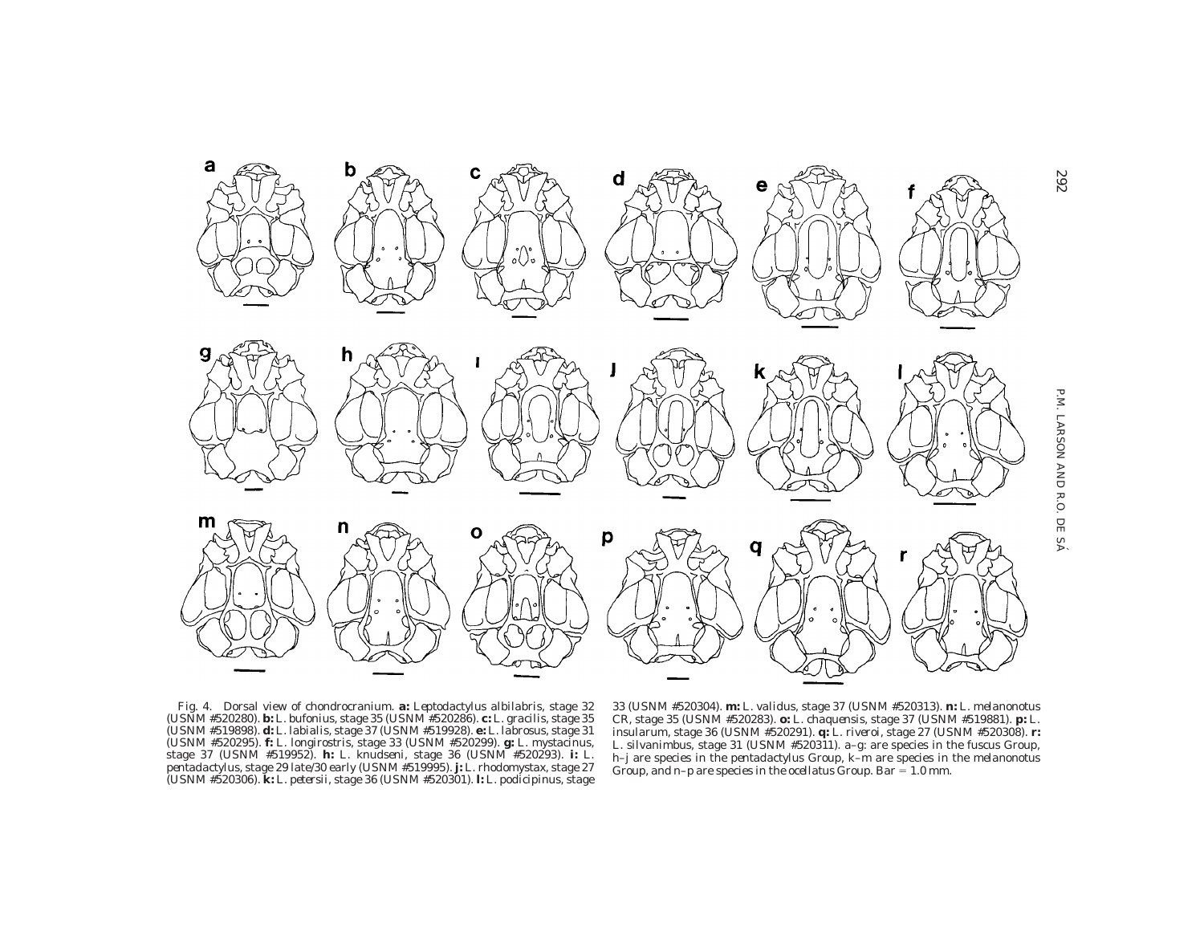Fig. 4. Dorsal view of chondrocranium. **a:** *Leptodactylus albilabris*, stage 32 (USNM #520280). **b:** *L. bufonius*, stage 35 (USNM #520286). **c:** *L. gracilis*, stage 35 (USNM #519898). **d:** *L. labialis*, stage 37 (USNM #519928). **e:** *L. labrosus*, stage 31 (USNM #520295). **f:** *L. longirostris*, stage 33 (USNM #520299). **g:** *L. mystacinus*, stage 37 (USNM #519952). **h:** *L. knudseni*, stage 36 (USNM #520293). **i:** *L. pentadactylus*, stage 29 late/30 early (USNM #519995). **j:** *L. rhodomystax*, stage 27 (USNM #520306). **k:** *L. petersii*, stage 36 (USNM #520301). **l:** *L. podicipinus*, stage 33 (USNM #520304). **m:** *L. validus*, stage 37 (USNM #520313). **n:** *L. melanonotus* CR, stage 35 (USNM #520283). **o:** *L. chaquensis*, stage 37 (USNM #519881). **p:** *L. insularum*, stage 36 (USNM #520291). **q:** *L. riveroi*, stage 27 (USNM #520308). **r:** *L. silvanimbus*, stage 31 (USNM #520311). a–g: are species in the fuscus Group, h–j are species in the pentadactylus Group, k–m are species in the melanonotus Group, and n–p are species in the ocellatus Group. Bar = 1.0 mm.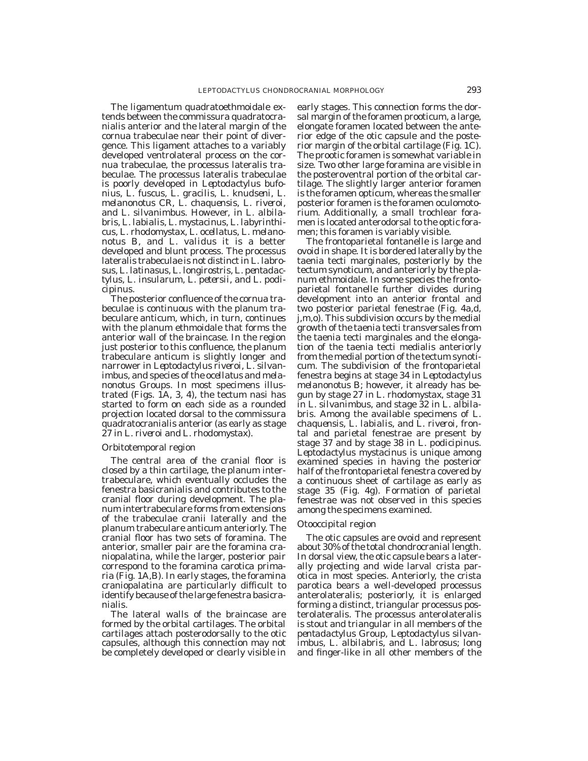The ligamentum quadratoethmoidale extends between the commissura quadratocranialis anterior and the lateral margin of the cornua trabeculae near their point of divergence. This ligament attaches to a variably developed ventrolateral process on the cornua trabeculae, the processus lateralis trabeculae. The processus lateralis trabeculae is poorly developed in *Leptodactylus bufonius*, *L. fuscus*, *L. gracilis*, *L. knudseni*, *L. melanonotus* CR, *L. chaquensis*, *L. riveroi*, and *L. silvanimbus*. However, in *L. albilabris*, *L. labialis*, *L. mystacinus*, *L. labyrinthicus*, *L. rhodomystax*, *L. ocellatus*, *L. melanonotus* B, and *L. validus* it is a better developed and blunt process. The processus lateralis trabeculae is not distinct in *L. labrosus*, *L. latinasus*, *L. longirostris*, *L. pentadactylus*, *L. insularum*, *L. petersii*, and *L. podicipinus*.

The posterior confluence of the cornua trabeculae is continuous with the planum trabeculare anticum, which, in turn, continues with the planum ethmoidale that forms the anterior wall of the braincase. In the region just posterior to this confluence, the planum trabeculare anticum is slightly longer and narrower in *Leptodactylus riveroi*, *L. silvanimbus*, and species of the *ocellatus* and *melanonotus* Groups. In most specimens illustrated (Figs. 1A, 3, 4), the tectum nasi has started to form on each side as a rounded projection located dorsal to the commissura quadratocranialis anterior (as early as stage 27 in *L. riveroi* and *L. rhodomystax*).

### Orbitotemporal region

The central area of the cranial floor is closed by a thin cartilage, the planum intertrabeculare, which eventually occludes the fenestra basicranialis and contributes to the cranial floor during development. The planum intertrabeculare forms from extensions of the trabeculae cranii laterally and the planum trabeculare anticum anteriorly. The cranial floor has two sets of foramina. The anterior, smaller pair are the foramina craniopalatina, while the larger, posterior pair correspond to the foramina carotica primaria (Fig. 1A,B). In early stages, the foramina craniopalatina are particularly difficult to identify because of the large fenestra basicranialis.

The lateral walls of the braincase are formed by the orbital cartilages. The orbital cartilages attach posterodorsally to the otic capsules, although this connection may not be completely developed or clearly visible in early stages. This connection forms the dorsal margin of the foramen prooticum, a large, elongate foramen located between the anterior edge of the otic capsule and the posterior margin of the orbital cartilage (Fig. 1C). The prootic foramen is somewhat variable in size. Two other large foramina are visible in the posteroventral portion of the orbital cartilage. The slightly larger anterior foramen is the foramen opticum, whereas the smaller posterior foramen is the foramen oculomotorium. Additionally, a small trochlear foramen is located anterodorsal to the optic foramen; this foramen is variably visible.

The frontoparietal fontanelle is large and ovoid in shape. It is bordered laterally by the taenia tecti marginales, posteriorly by the tectum synoticum, and anteriorly by the planum ethmoidale. In some species the frontoparietal fontanelle further divides during development into an anterior frontal and two posterior parietal fenestrae (Fig. 4a,d, j,m,o). This subdivision occurs by the medial growth of the taenia tecti transversales from the taenia tecti marginales and the elongation of the taenia tecti medialis anteriorly from the medial portion of the tectum synoticum. The subdivision of the frontoparietal fenestra begins at stage 34 in *Leptodactylus melanonotus* B; however, it already has begun by stage 27 in *L. rhodomystax*, stage 31 in *L. silvanimbus*, and stage 32 in *L. albilabris*. Among the available specimens of *L. chaquensis*, *L. labialis*, and *L. riveroi*, frontal and parietal fenestrae are present by stage 37 and by stage 38 in *L. podicipinus*. *Leptodactylus mystacinus* is unique among examined species in having the posterior half of the frontoparietal fenestra covered by a continuous sheet of cartilage as early as stage 35 (Fig. 4g). Formation of parietal fenestrae was not observed in this species among the specimens examined.

### Otooccipital region

The otic capsules are ovoid and represent about 30% of the total chondrocranial length. In dorsal view, the otic capsule bears a laterally projecting and wide larval crista parotica in most species. Anteriorly, the crista parotica bears a well-developed processus anterolateralis; posteriorly, it is enlarged forming a distinct, triangular processus posterolateralis. The processus anterolateralis is stout and triangular in all members of the *pentadactylus* Group, *Leptodactylus silvanimbus*, *L. albilabris*, and *L. labrosus*; long and finger-like in all other members of the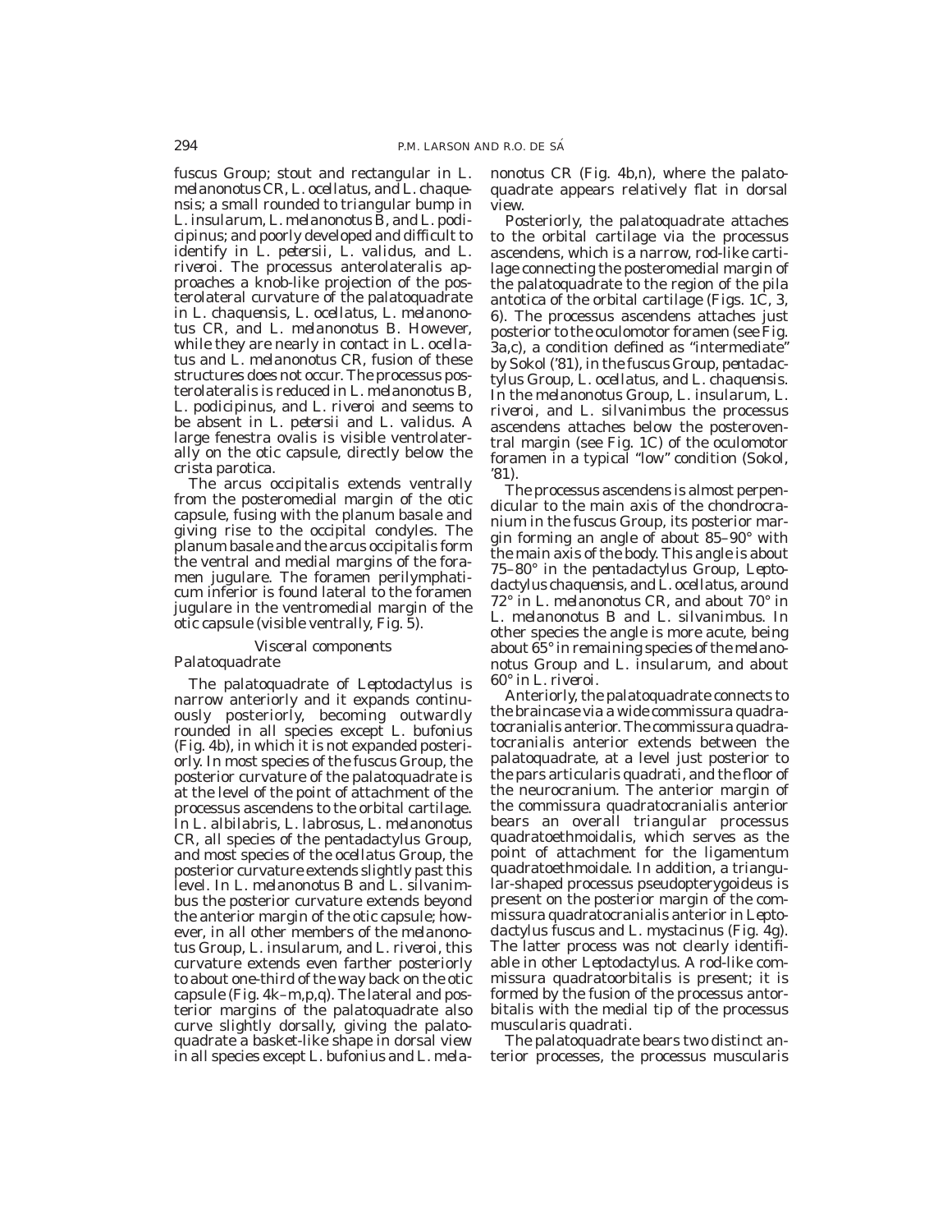fuscus Group; stout and rectangular in *L. melanonotus* CR, *L. ocellatus*, and *L. chaquensis*; a small rounded to triangular bump in *L. insularum*, *L. melanonotus* B, and *L. podicipinus*; and poorly developed and difficult to identify in *L. petersii*, *L. validus*, and *L. riveroi*. The processus anterolateralis approaches a knob-like projection of the posterolateral curvature of the palatoquadrate in *L. chaquensis*, *L. ocellatus*, *L. melanonotus* CR, and *L. melanonotus* B. However, while they are nearly in contact in *L. ocellatus* and *L. melanonotus* CR, fusion of these structures does not occur. The processus posterolateralis is reduced in *L. melanonotus* B, *L. podicipinus*, and *L. riveroi* and seems to be absent in *L. petersii* and *L. validus*. A large fenestra ovalis is visible ventrolaterally on the otic capsule, directly below the crista parotica.

The arcus occipitalis extends ventrally from the posteromedial margin of the otic capsule, fusing with the planum basale and giving rise to the occipital condyles. The planum basale and the arcus occipitalis form the ventral and medial margins of the foramen jugulare. The foramen perilymphaticum inferior is found lateral to the foramen jugulare in the ventromedial margin of the otic capsule (visible ventrally, Fig. 5).

### *Visceral components*

#### Palatoquadrate

The palatoquadrate of *Leptodactylus* is narrow anteriorly and it expands continuously posteriorly, becoming outwardly rounded in all species except *L. bufonius* (Fig. 4b), in which it is not expanded posteriorly. In most species of the fuscus Group, the posterior curvature of the palatoquadrate is at the level of the point of attachment of the processus ascendens to the orbital cartilage. In *L. albilabris*, *L. labrosus*, *L. melanonotus* CR, all species of the pentadactylus Group, and most species of the ocellatus Group, the posterior curvature extends slightly past this level. In *L. melanonotus* B and *L. silvanimbus* the posterior curvature extends beyond the anterior margin of the otic capsule; however, in all other members of the melanonotus Group, *L. insularum*, and *L. riveroi*, this curvature extends even farther posteriorly to about one-third of the way back on the otic capsule (Fig. 4k–m,p,q). The lateral and posterior margins of the palatoquadrate also curve slightly dorsally, giving the palatoquadrate a basket-like shape in dorsal view in all species except *L. bufonius* and *L. melanonotus* CR (Fig. 4b,n), where the palatoquadrate appears relatively flat in dorsal view.

Posteriorly, the palatoquadrate attaches to the orbital cartilage via the processus ascendens, which is a narrow, rod-like cartilage connecting the posteromedial margin of the palatoquadrate to the region of the pila antotica of the orbital cartilage (Figs. 1C, 3, 6). The processus ascendens attaches just posterior to the oculomotor foramen (see Fig. 3a,c), a condition defined as "intermediate" by Sokol ('81), in the fuscus Group, pentadactylus Group, *L. ocellatus*, and *L. chaquensis*. In the melanonotus Group, *L. insularum*, *L. riveroi*, and *L. silvanimbus* the processus ascendens attaches below the posteroventral margin (see Fig. 1C) of the oculomotor foramen in a typical "low" condition (Sokol, '81).

The processus ascendens is almost perpendicular to the main axis of the chondrocranium in the fuscus Group, its posterior margin forming an angle of about 85–90° with the main axis of the body. This angle is about 75–80° in the pentadactylus Group, *Leptodactylus chaquensis*, and *L. ocellatus*, around 72° in *L. melanonotus* CR, and about 70° in *L. melanonotus* B and *L. silvanimbus*. In other species the angle is more acute, being about 65° in remaining species of the melanonotus Group and *L. insularum*, and about 60° in *L. riveroi*.

Anteriorly, the palatoquadrate connects to the braincase via a wide commissura quadratocranialis anterior. The commissura quadratocranialis anterior extends between the palatoquadrate, at a level just posterior to the pars articularis quadrati, and the floor of the neurocranium. The anterior margin of the commissura quadratocranialis anterior bears an overall triangular processus quadratoethmoidalis, which serves as the point of attachment for the ligamentum quadratoethmoidale. In addition, a triangular-shaped processus pseudopterygoideus is present on the posterior margin of the commissura quadratocranialis anterior in *Leptodactylus fuscus* and *L. mystacinus* (Fig. 4g). The latter process was not clearly identifiable in other *Leptodactylus*. A rod-like commissura quadratoorbitalis is present; it is formed by the fusion of the processus antorbitalis with the medial tip of the processus muscularis quadrati.

The palatoquadrate bears two distinct anterior processes, the processus muscularis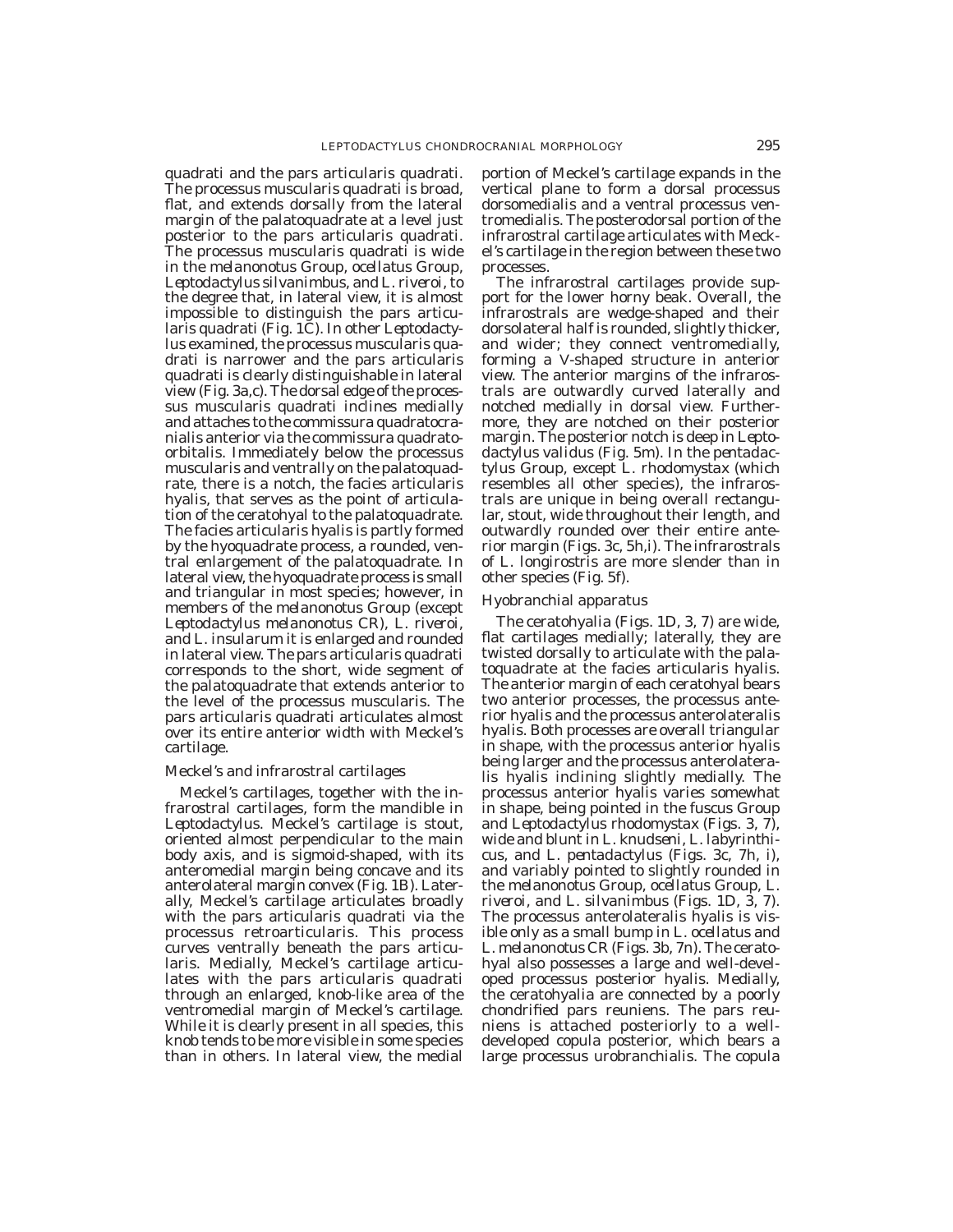quadrati and the pars articularis quadrati. The processus muscularis quadrati is broad, flat, and extends dorsally from the lateral margin of the palatoquadrate at a level just posterior to the pars articularis quadrati. The processus muscularis quadrati is wide in the *melanonotus* Group, *ocellatus* Group, *Leptodactylus silvanimbus*, and *L. riveroi*, to the degree that, in lateral view, it is almost impossible to distinguish the pars articularis quadrati (Fig. 1C). In other *Leptodactylus* examined, the processus muscularis quadrati is narrower and the pars articularis quadrati is clearly distinguishable in lateral view (Fig. 3a,c). The dorsal edge of the processus muscularis quadrati inclines medially and attaches to the commissura quadratocranialis anterior via the commissura quadratoorbitalis. Immediately below the processus muscularis and ventrally on the palatoquadrate, there is a notch, the facies articularis hyalis, that serves as the point of articulation of the ceratohyal to the palatoquadrate. The facies articularis hyalis is partly formed by the hyoquadrate process, a rounded, ventral enlargement of the palatoquadrate. In lateral view, the hyoquadrate process is small and triangular in most species; however, in members of the *melanonotus* Group (except *Leptodactylus melanonotus* CR), *L. riveroi*, and *L. insularum* it is enlarged and rounded in lateral view. The pars articularis quadrati corresponds to the short, wide segment of the palatoquadrate that extends anterior to the level of the processus muscularis. The pars articularis quadrati articulates almost over its entire anterior width with Meckel's cartilage.

### Meckel's and infrarostral cartilages

Meckel's cartilages, together with the infrarostral cartilages, form the mandible in *Leptodactylus*. Meckel's cartilage is stout, oriented almost perpendicular to the main body axis, and is sigmoid-shaped, with its anteromedial margin being concave and its anterolateral margin convex (Fig. 1B). Laterally, Meckel's cartilage articulates broadly with the pars articularis quadrati via the processus retroarticularis. This process curves ventrally beneath the pars articularis. Medially, Meckel's cartilage articulates with the pars articularis quadrati through an enlarged, knob-like area of the ventromedial margin of Meckel's cartilage. While it is clearly present in all species, this knob tends to be more visible in some species than in others. In lateral view, the medial portion of Meckel's cartilage expands in the vertical plane to form a dorsal processus dorsomedialis and a ventral processus ventromedialis. The posterodorsal portion of the infrarostral cartilage articulates with Meckel's cartilage in the region between these two processes.

The infrarostral cartilages provide support for the lower horny beak. Overall, the infrarostrals are wedge-shaped and their dorsolateral half is rounded, slightly thicker, and wider; they connect ventromedially, forming a V-shaped structure in anterior view. The anterior margins of the infrarostrals are outwardly curved laterally and notched medially in dorsal view. Furthermore, they are notched on their posterior margin. The posterior notch is deep in *Leptodactylus validus* (Fig. 5m). In the *pentadactylus* Group, except *L. rhodomystax* (which resembles all other species), the infrarostrals are unique in being overall rectangular, stout, wide throughout their length, and outwardly rounded over their entire anterior margin (Figs. 3c, 5h,i). The infrarostrals of *L. longirostris* are more slender than in other species (Fig. 5f).

### Hyobranchial apparatus

The ceratohyalia (Figs. 1D, 3, 7) are wide, flat cartilages medially; laterally, they are twisted dorsally to articulate with the palatoquadrate at the facies articularis hyalis. The anterior margin of each ceratohyal bears two anterior processes, the processus anterior hyalis and the processus anterolateralis hyalis. Both processes are overall triangular in shape, with the processus anterior hyalis being larger and the processus anterolateralis hyalis inclining slightly medially. The processus anterior hyalis varies somewhat in shape, being pointed in the *fuscus* Group and *Leptodactylus rhodomystax* (Figs. 3, 7), wide and blunt in *L. knudseni*, *L. labyrinthicus*, and *L. pentadactylus* (Figs. 3c, 7h, i), and variably pointed to slightly rounded in the *melanonotus* Group, *ocellatus* Group, *L. riveroi*, and *L. silvanimbus* (Figs. 1D, 3, 7). The processus anterolateralis hyalis is visible only as a small bump in *L. ocellatus* and *L. melanonotus* CR (Figs. 3b, 7n). The ceratohyal also possesses a large and well-developed processus posterior hyalis. Medially, the ceratohyalia are connected by a poorly chondrified pars reuniens. The pars reuniens is attached posteriorly to a well-developed copula posterior, which bears a large processus urobranchialis. The copula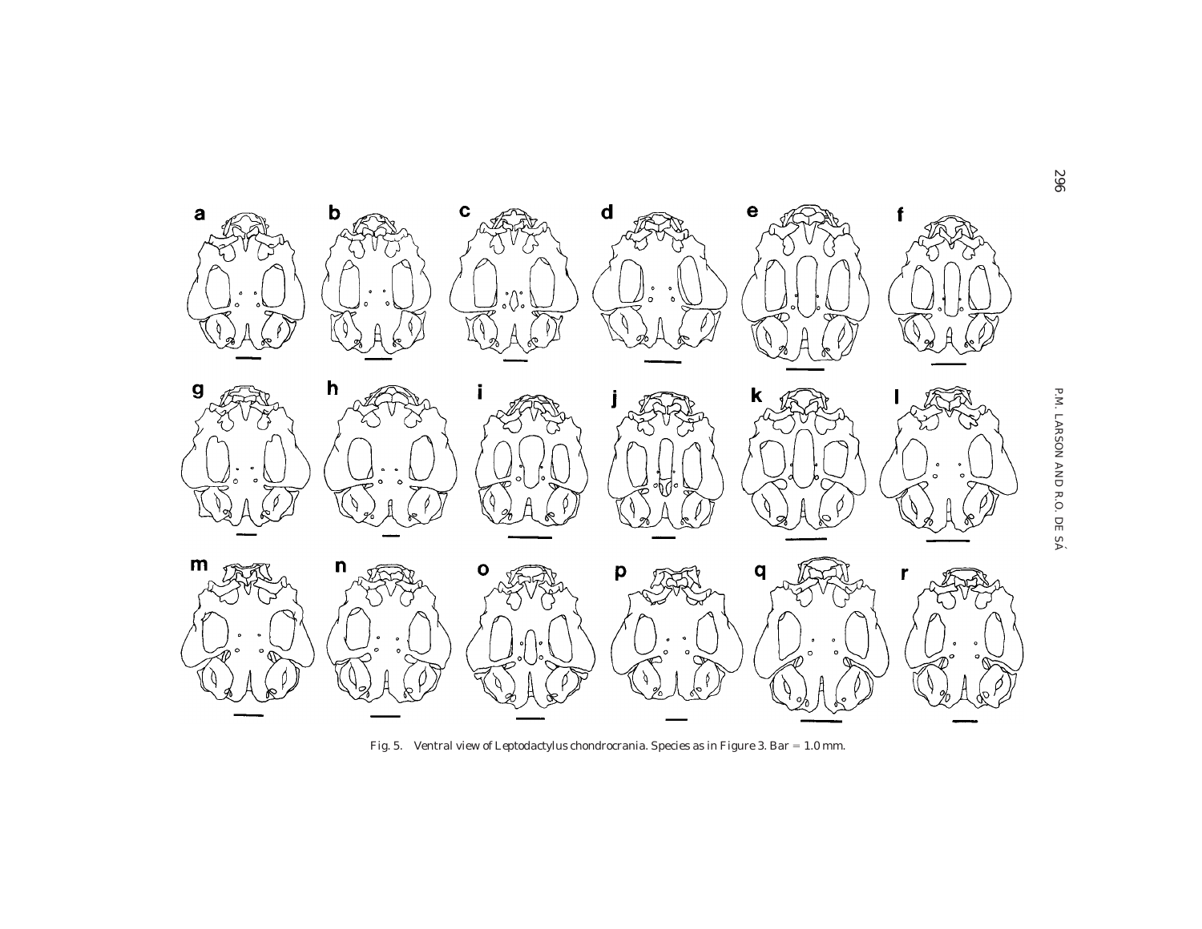Fig. 5. Ventral view of *Leptodactylus* chondrocrania. Species as in Figure 3. Bar = 1.0 mm.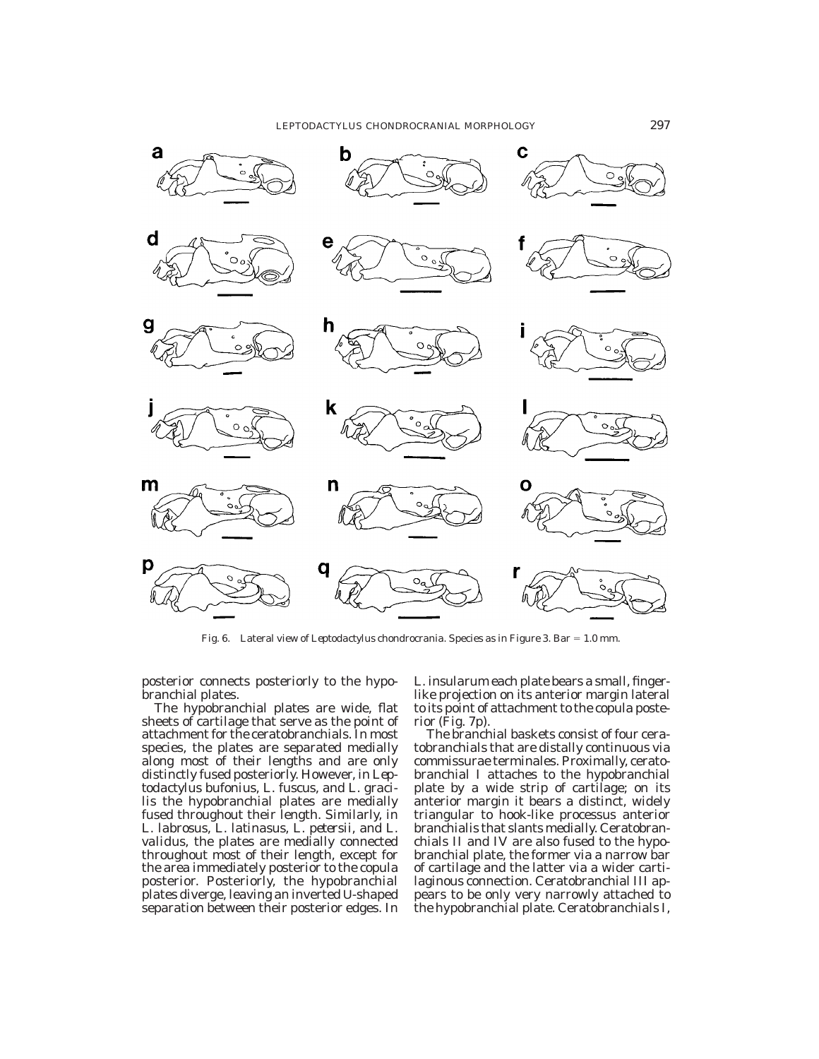Fig. 6. Lateral view of *Leptodactylus* chondrocrania. Species as in Figure 3. Bar = 1.0 mm.

posterior connects posteriorly to the hypobranchial plates.

The hypobranchial plates are wide, flat sheets of cartilage that serve as the point of attachment for the ceratobranchials. In most species, the plates are separated medially along most of their lengths and are only distinctly fused posteriorly. However, in *Leptodactylus bufonius*, *L. fuscus*, and *L. gracilis* the hypobranchial plates are medially fused throughout their length. Similarly, in *L. labrosus*, *L. latinasus*, *L. petersii*, and *L. validus*, the plates are medially connected throughout most of their length, except for the area immediately posterior to the copula posterior. Posteriorly, the hypobranchial plates diverge, leaving an inverted U-shaped separation between their posterior edges. In *L. insularum* each plate bears a small, finger-like projection on its anterior margin lateral to its point of attachment to the copula posterior (Fig. 7p).

The branchial baskets consist of four ceratobranchials that are distally continuous via commissurae terminales. Proximally, ceratobranchial I attaches to the hypobranchial plate by a wide strip of cartilage; on its anterior margin it bears a distinct, widely triangular to hook-like processus anterior branchialis that slants medially. Ceratobranchials II and IV are also fused to the hypobranchial plate, the former via a narrow bar of cartilage and the latter via a wider cartilaginous connection. Ceratobranchial III appears to be only very narrowly attached to the hypobranchial plate. Ceratobranchials I,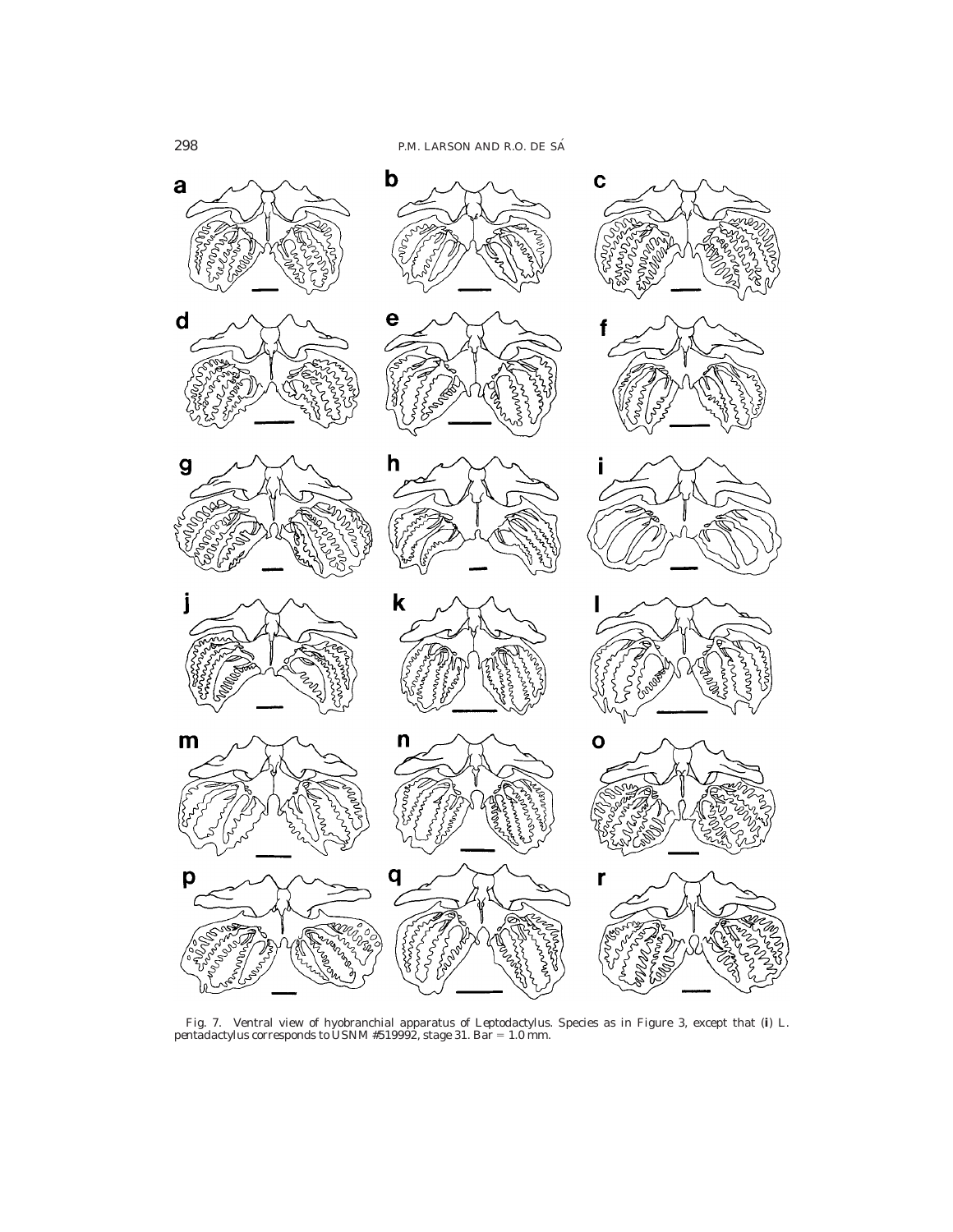Fig. 7. Ventral view of hyobranchial apparatus of *Leptodactylus*. Species as in Figure 3, except that (**i**) *L. pentadactylus* corresponds to USNM #519992, stage 31. Bar = 1.0 mm.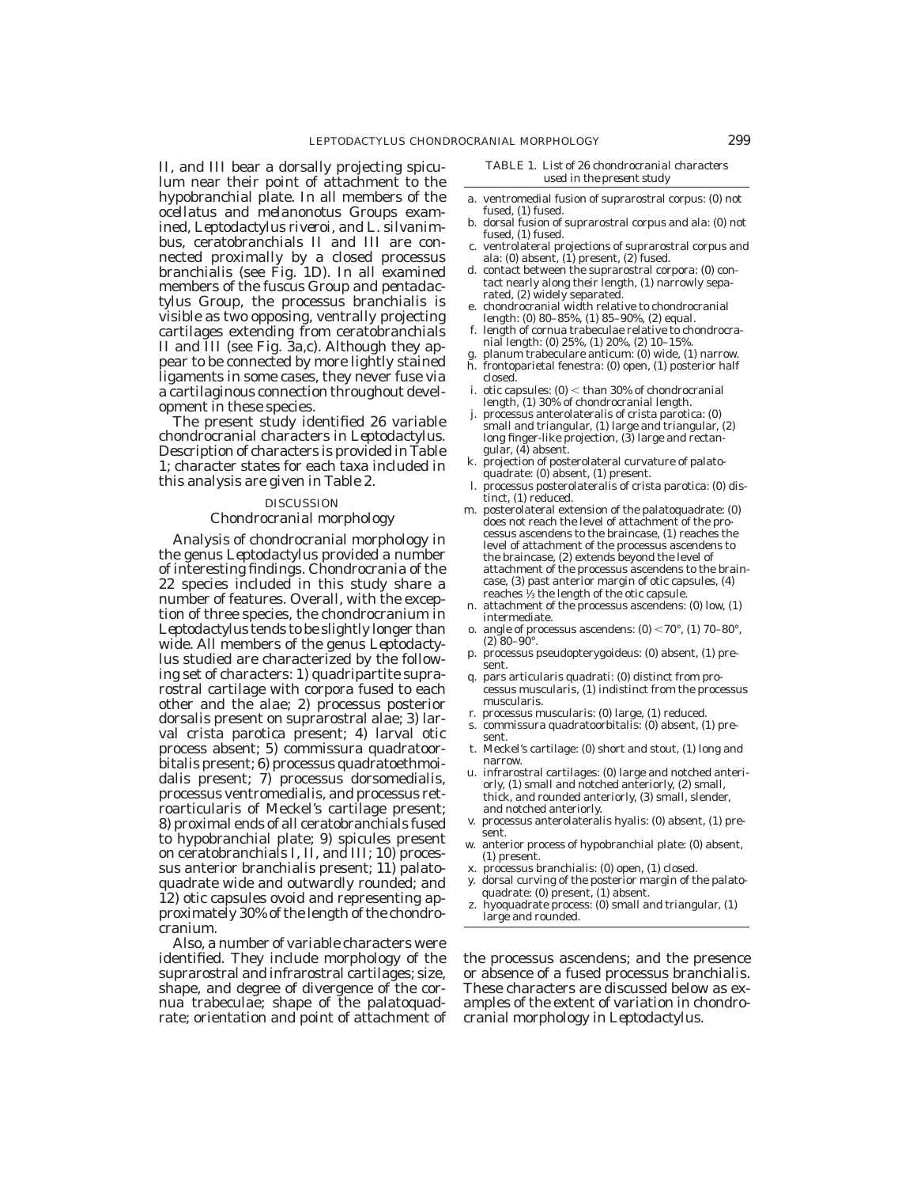II, and III bear a dorsally projecting spiculum near their point of attachment to the hypobranchial plate. In all members of the ocellatus and melanonotus Groups examined, *Leptodactylus riveroi*, and *L. silvanimbus*, ceratobranchials II and III are connected proximally by a closed processus branchialis (see Fig. 1D). In all examined members of the fuscus Group and pentadactylus Group, the processus branchialis is visible as two opposing, ventrally projecting cartilages extending from ceratobranchials II and III (see Fig. 3a,c). Although they appear to be connected by more lightly stained ligaments in some cases, they never fuse via a cartilaginous connection throughout development in these species.

The present study identified 26 variable chondrocranial characters in *Leptodactylus*. Description of characters is provided in Table 1; character states for each taxa included in this analysis are given in Table 2.

TABLE 1. *List of 26 chondrocranial characters used in the present study*

a. ventromedial fusion of suprarostral corpus: (0) not fused, (1) fused.
b. dorsal fusion of suprarostral corpus and ala: (0) not fused, (1) fused.
c. ventrolateral projections of suprarostral corpus and ala: (0) absent, (1) present, (2) fused.
d. contact between the suprarostral corpora: (0) contact nearly along their length, (1) narrowly separated, (2) widely separated.
e. chondrocranial width relative to chondrocranial length: (0) 80–85%, (1) 85–90%, (2) equal.
f. length of cornua trabeculae relative to chondrocranial length: (0) 25%, (1) 20%, (2) 10–15%.
g. planum trabeculare anticum: (0) wide, (1) narrow.
h. frontoparietal fenestra: (0) open, (1) posterior half closed.
i. otic capsules: (0) < than 30% of chondrocranial length, (1) 30% of chondrocranial length.
j. processus anterolateralis of crista parotica: (0) small and triangular, (1) large and triangular, (2) long finger-like projection, (3) large and rectangular, (4) absent.
k. projection of posterolateral curvature of palatoquadrate: (0) absent, (1) present.
l. processus posterolateralis of crista parotica: (0) distinct, (1) reduced.
m. posterolateral extension of the palatoquadrate: (0) does not reach the level of attachment of the processus ascendens to the braincase, (1) reaches the level of attachment of the processus ascendens to the braincase, (2) extends beyond the level of attachment of the processus ascendens to the braincase, (3) past anterior margin of otic capsules, (4) reaches ⅓ the length of the otic capsule.
n. attachment of the processus ascendens: (0) low, (1) intermediate.
o. angle of processus ascendens: (0) <70°, (1) 70–80°, (2) 80–90°.
p. processus pseudopterygoideus: (0) absent, (1) present.
q. pars articularis quadrati: (0) distinct from processus muscularis, (1) indistinct from the processus muscularis.
r. processus muscularis: (0) large, (1) reduced.
s. commissura quadratoorbitalis: (0) absent, (1) present.
t. Meckel's cartilage: (0) short and stout, (1) long and narrow.
u. infrarostral cartilages: (0) large and notched anteriorly, (1) small and notched anteriorly, (2) small, thick, and rounded anteriorly, (3) small, slender, and notched anteriorly.
v. processus anterolateralis hyalis: (0) absent, (1) present.
w. anterior process of hypobranchial plate: (0) absent, (1) present.
x. processus branchialis: (0) open, (1) closed.
y. dorsal curving of the posterior margin of the palatoquadrate: (0) present, (1) absent.
z. hyoquadrate process: (0) small and triangular, (1) large and rounded.

## DISCUSSION

### Chondrocranial morphology

Analysis of chondrocranial morphology in the genus *Leptodactylus* provided a number of interesting findings. Chondrocrania of the 22 species included in this study share a number of features. Overall, with the exception of three species, the chondrocranium in *Leptodactylus* tends to be slightly longer than wide. All members of the genus *Leptodactylus* studied are characterized by the following set of characters: 1) quadripartite suprarostral cartilage with corpora fused to each other and the alae; 2) processus posterior dorsalis present on suprarostral alae; 3) larval crista parotica present; 4) larval otic process absent; 5) commissura quadratoorbitalis present; 6) processus quadratoethmoidalis present; 7) processus dorsomedialis, processus ventromedialis, and processus retroarticularis of Meckel's cartilage present; 8) proximal ends of all ceratobranchials fused to hypobranchial plate; 9) spicules present on ceratobranchials I, II, and III; 10) processus anterior branchialis present; 11) palatoquadrate wide and outwardly rounded; and 12) otic capsules ovoid and representing approximately 30% of the length of the chondrocranium.

Also, a number of variable characters were identified. They include morphology of the suprarostral and infrarostral cartilages; size, shape, and degree of divergence of the cornua trabeculae; shape of the palatoquadrate; orientation and point of attachment of the processus ascendens; and the presence or absence of a fused processus branchialis. These characters are discussed below as examples of the extent of variation in chondrocranial morphology in *Leptodactylus*.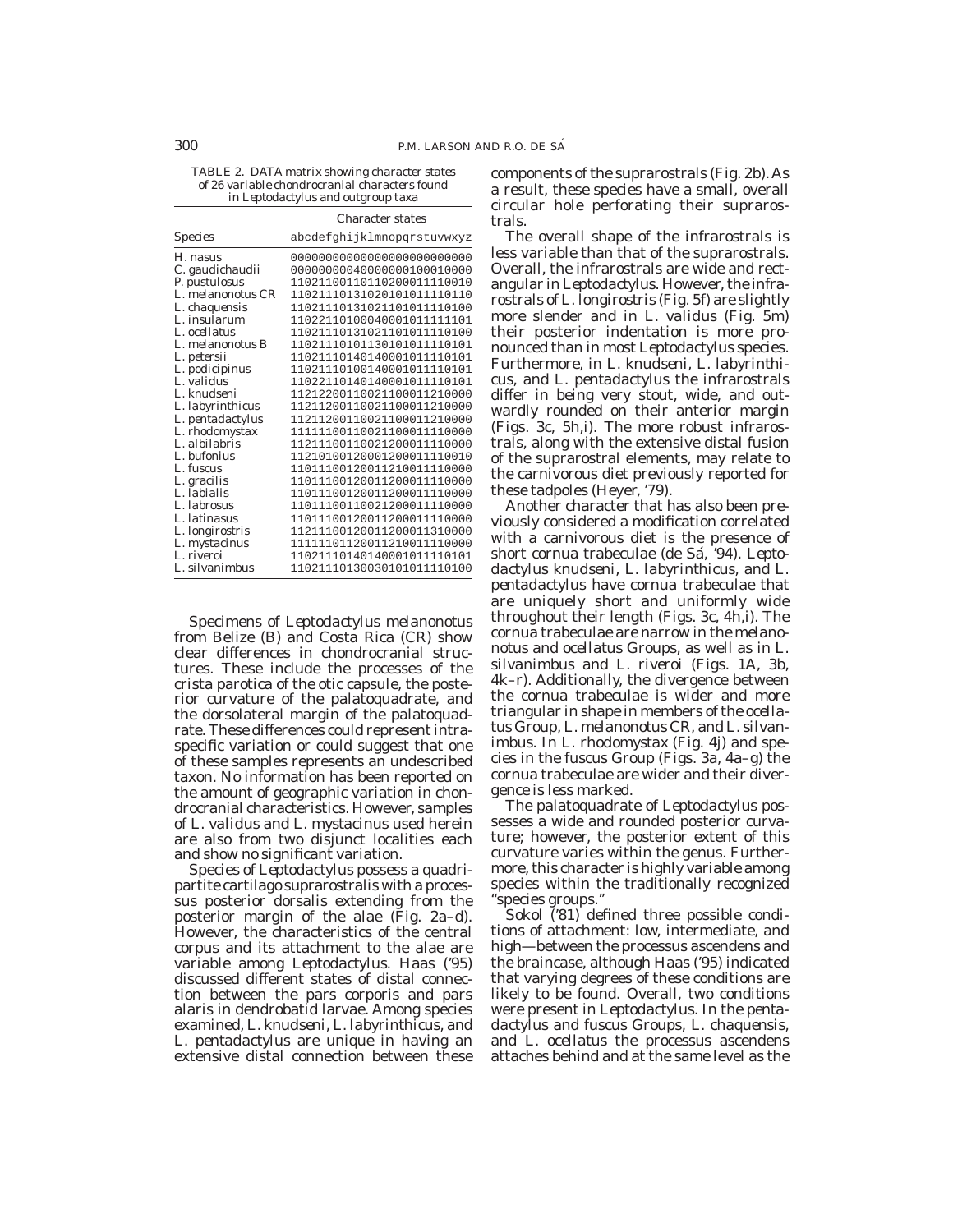TABLE 2. DATA matrix showing character states of 26 variable chondrocranial characters found in Leptodactylus and outgroup taxa

| Species | Character states abcdefghijklmnopqrstuvwxyz |
|---|---|
| *H. nasus* | 00000000000000000000000000 |
| *C. gaudichaudii* | 00000000040000000100010000 |
| *P. pustulosus* | 11021100110110200011110010 |
| *L. melanonotus* CR | 11021110131020101011110110 |
| *L. chaquensis* | 11021110131021101011110100 |
| *L. insularum* | 11022110100040001011111101 |
| *L. ocellatus* | 11021110131021101011110100 |
| *L. melanonotus* B | 11021110101130101011110101 |
| *L. petersii* | 11021110140140001011110101 |
| *L. podicipinus* | 11021110100140001011110101 |
| *L. validus* | 11022110140140001011110101 |
| *L. knudseni* | 11212200110021100011210000 |
| *L. labyrinthicus* | 11211200110021100011210000 |
| *L. pentadactylus* | 11211200110021100011210000 |
| *L. rhodomystax* | 11111100110021100011110000 |
| *L. albilabris* | 11211100110021200011110000 |
| *L. bufonius* | 11210100120001200011110010 |
| *L. fuscus* | 11011100120011210011110000 |
| *L. gracilis* | 11011100120011200011110000 |
| *L. labialis* | 11011100120011200011110000 |
| *L. labrosus* | 11011100110021200011110000 |
| *L. latinasus* | 11011100120011200011110000 |
| *L. longirostris* | 11211100120011200011310000 |
| *L. mystacinus* | 11111101120011210011110000 |
| *L. riveroi* | 11021110140140001011110101 |
| *L. silvanimbus* | 11021110130030101011110100 |

Specimens of *Leptodactylus melanonotus* from Belize (B) and Costa Rica (CR) show clear differences in chondrocranial structures. These include the processes of the crista parotica of the otic capsule, the posterior curvature of the palatoquadrate, and the dorsolateral margin of the palatoquadrate. These differences could represent intraspecific variation or could suggest that one of these samples represents an undescribed taxon. No information has been reported on the amount of geographic variation in chondrocranial characteristics. However, samples of *L. validus* and *L. mystacinus* used herein are also from two disjunct localities each and show no significant variation.

Species of *Leptodactylus* possess a quadripartite cartilago suprarostralis with a processus posterior dorsalis extending from the posterior margin of the alae (Fig. 2a–d). However, the characteristics of the central corpus and its attachment to the alae are variable among *Leptodactylus*. Haas ('95) discussed different states of distal connection between the pars corporis and pars alaris in dendrobatid larvae. Among species examined, *L. knudseni*, *L. labyrinthicus*, and *L. pentadactylus* are unique in having an extensive distal connection between these components of the suprarostrals (Fig. 2b). As a result, these species have a small, overall circular hole perforating their suprarostrals.

The overall shape of the infrarostrals is less variable than that of the suprarostrals. Overall, the infrarostrals are wide and rectangular in *Leptodactylus*. However, the infrarostrals of *L. longirostris* (Fig. 5f) are slightly more slender and in *L. validus* (Fig. 5m) their posterior indentation is more pronounced than in most *Leptodactylus* species. Furthermore, in *L. knudseni*, *L. labyrinthicus*, and *L. pentadactylus* the infrarostrals differ in being very stout, wide, and outwardly rounded on their anterior margin (Figs. 3c, 5h,i). The more robust infrarostrals, along with the extensive distal fusion of the suprarostral elements, may relate to the carnivorous diet previously reported for these tadpoles (Heyer, '79).

Another character that has also been previously considered a modification correlated with a carnivorous diet is the presence of short cornua trabeculae (de Sá, '94). *Leptodactylus knudseni*, *L. labyrinthicus*, and *L. pentadactylus* have cornua trabeculae that are uniquely short and uniformly wide throughout their length (Figs. 3c, 4h,i). The cornua trabeculae are narrow in the melanonotus and ocellatus Groups, as well as in *L. silvanimbus* and *L. riveroi* (Figs. 1A, 3b, 4k–r). Additionally, the divergence between the cornua trabeculae is wider and more triangular in shape in members of the ocellatus Group, *L. melanonotus* CR, and *L. silvanimbus*. In *L. rhodomystax* (Fig. 4j) and species in the fuscus Group (Figs. 3a, 4a–g) the cornua trabeculae are wider and their divergence is less marked.

The palatoquadrate of *Leptodactylus* possesses a wide and rounded posterior curvature; however, the posterior extent of this curvature varies within the genus. Furthermore, this character is highly variable among species within the traditionally recognized "species groups."

Sokol ('81) defined three possible conditions of attachment: low, intermediate, and high—between the processus ascendens and the braincase, although Haas ('95) indicated that varying degrees of these conditions are likely to be found. Overall, two conditions were present in *Leptodactylus*. In the pentadactylus and fuscus Groups, *L. chaquensis*, and *L. ocellatus* the processus ascendens attaches behind and at the same level as the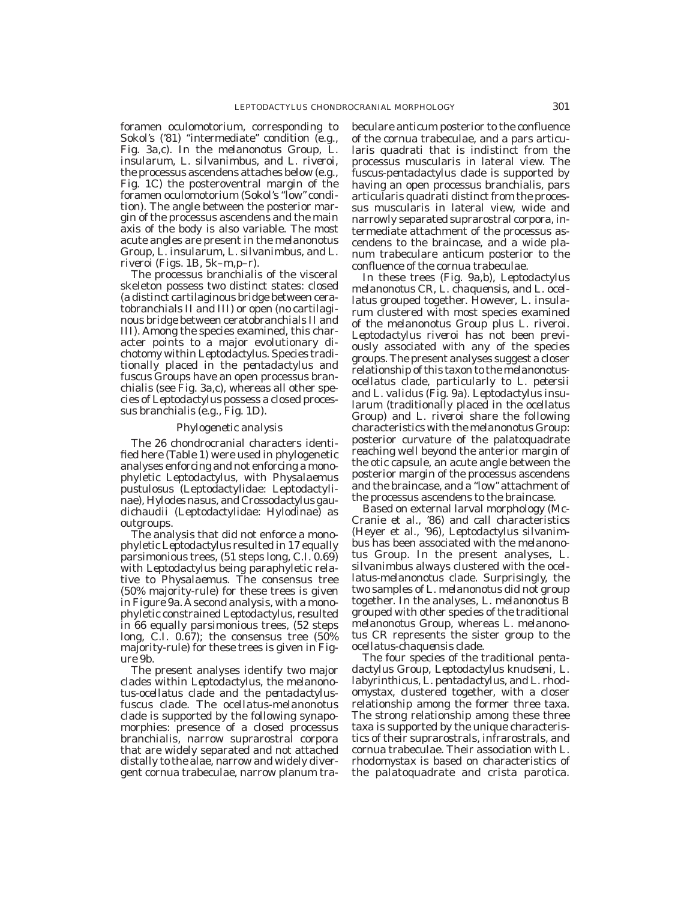foramen oculomotorium, corresponding to Sokol's ('81) "intermediate" condition (e.g., Fig. 3a,c). In the *melanonotus* Group, *L. insularum*, *L. silvanimbus*, and *L. riveroi*, the processus ascendens attaches below (e.g., Fig. 1C) the posteroventral margin of the foramen oculomotorium (Sokol's "low" condition). The angle between the posterior margin of the processus ascendens and the main axis of the body is also variable. The most acute angles are present in the *melanonotus* Group, *L. insularum*, *L. silvanimbus*, and *L. riveroi* (Figs. 1B, 5k–m,p–r).

The processus branchialis of the visceral skeleton possess two distinct states: closed (a distinct cartilaginous bridge between ceratobranchials II and III) or open (no cartilaginous bridge between ceratobranchials II and III). Among the species examined, this character points to a major evolutionary dichotomy within *Leptodactylus*. Species traditionally placed in the *pentadactylus* and *fuscus* Groups have an open processus branchialis (see Fig. 3a,c), whereas all other species of *Leptodactylus* possess a closed processus branchialis (e.g., Fig. 1D).

### *Phylogenetic analysis*

The 26 chondrocranial characters identified here (Table 1) were used in phylogenetic analyses enforcing and not enforcing a monophyletic *Leptodactylus*, with *Physalaemus pustulosus* (Leptodactylidae: Leptodactylinae), *Hylodes nasus*, and *Crossodactylus gaudichaudii* (Leptodactylidae: Hylodinae) as outgroups.

The analysis that did not enforce a monophyletic *Leptodactylus* resulted in 17 equally parsimonious trees, (51 steps long, C.I. 0.69) with *Leptodactylus* being paraphyletic relative to *Physalaemus*. The consensus tree (50% majority-rule) for these trees is given in Figure 9a. A second analysis, with a monophyletic constrained *Leptodactylus*, resulted in 66 equally parsimonious trees, (52 steps long, C.I. 0.67); the consensus tree (50% majority-rule) for these trees is given in Figure 9b.

The present analyses identify two major clades within *Leptodactylus*, the *melanonotus-ocellatus* clade and the *pentadactylus-fuscus* clade. The *ocellatus-melanonotus* clade is supported by the following synapomorphies: presence of a closed processus branchialis, narrow suprarostral corpora that are widely separated and not attached distally to the alae, narrow and widely divergent cornua trabeculae, narrow planum trabeculare anticum posterior to the confluence of the cornua trabeculae, and a pars articularis quadrati that is indistinct from the processus muscularis in lateral view. The *fuscus-pentadactylus* clade is supported by having an open processus branchialis, pars articularis quadrati distinct from the processus muscularis in lateral view, wide and narrowly separated suprarostral corpora, intermediate attachment of the processus ascendens to the braincase, and a wide planum trabeculare anticum posterior to the confluence of the cornua trabeculae.

In these trees (Fig. 9a,b), *Leptodactylus melanonotus* CR, *L. chaquensis*, and *L. ocellatus* grouped together. However, *L. insularum* clustered with most species examined of the *melanonotus* Group plus *L. riveroi*. *Leptodactylus riveroi* has not been previously associated with any of the species groups. The present analyses suggest a closer relationship of this taxon to the *melanonotus-ocellatus* clade, particularly to *L. petersii* and *L. validus* (Fig. 9a). *Leptodactylus insularum* (traditionally placed in the *ocellatus* Group) and *L. riveroi* share the following characteristics with the *melanonotus* Group: posterior curvature of the palatoquadrate reaching well beyond the anterior margin of the otic capsule, an acute angle between the posterior margin of the processus ascendens and the braincase, and a "low" attachment of the processus ascendens to the braincase.

Based on external larval morphology (McCranie et al., '86) and call characteristics (Heyer et al., '96), *Leptodactylus silvanimbus* has been associated with the *melanonotus* Group. In the present analyses, *L. silvanimbus* always clustered with the *ocellatus-melanonotus* clade. Surprisingly, the two samples of *L. melanonotus* did not group together. In the analyses, *L. melanonotus* B grouped with other species of the traditional *melanonotus* Group, whereas *L. melanonotus* CR represents the sister group to the *ocellatus-chaquensis* clade.

The four species of the traditional *pentadactylus* Group, *Leptodactylus knudseni*, *L. labyrinthicus*, *L. pentadactylus*, and *L. rhodomystax*, clustered together, with a closer relationship among the former three taxa. The strong relationship among these three taxa is supported by the unique characteristics of their suprarostrals, infrarostrals, and cornua trabeculae. Their association with *L. rhodomystax* is based on characteristics of the palatoquadrate and crista parotica.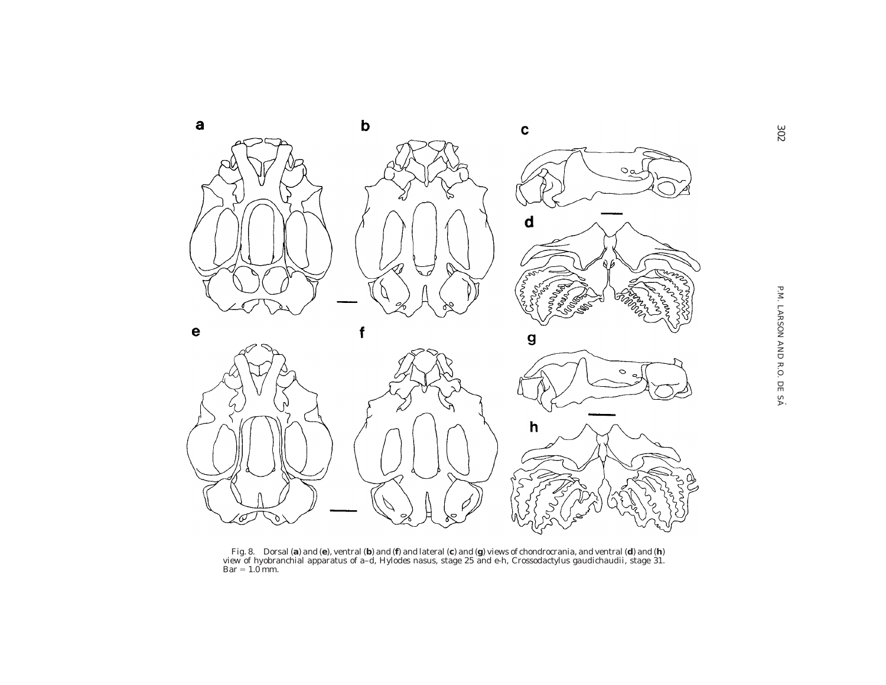Fig. 8. Dorsal (**a**) and (**e**), ventral (**b**) and (**f**) and lateral (**c**) and (**g**) views of chondrocrania, and ventral (**d**) and (**h**) view of hyobranchial apparatus of a–d, *Hylodes nasus*, stage 25 and e-h, *Crossodactylus gaudichaudii*, stage 31. Bar = 1.0 mm.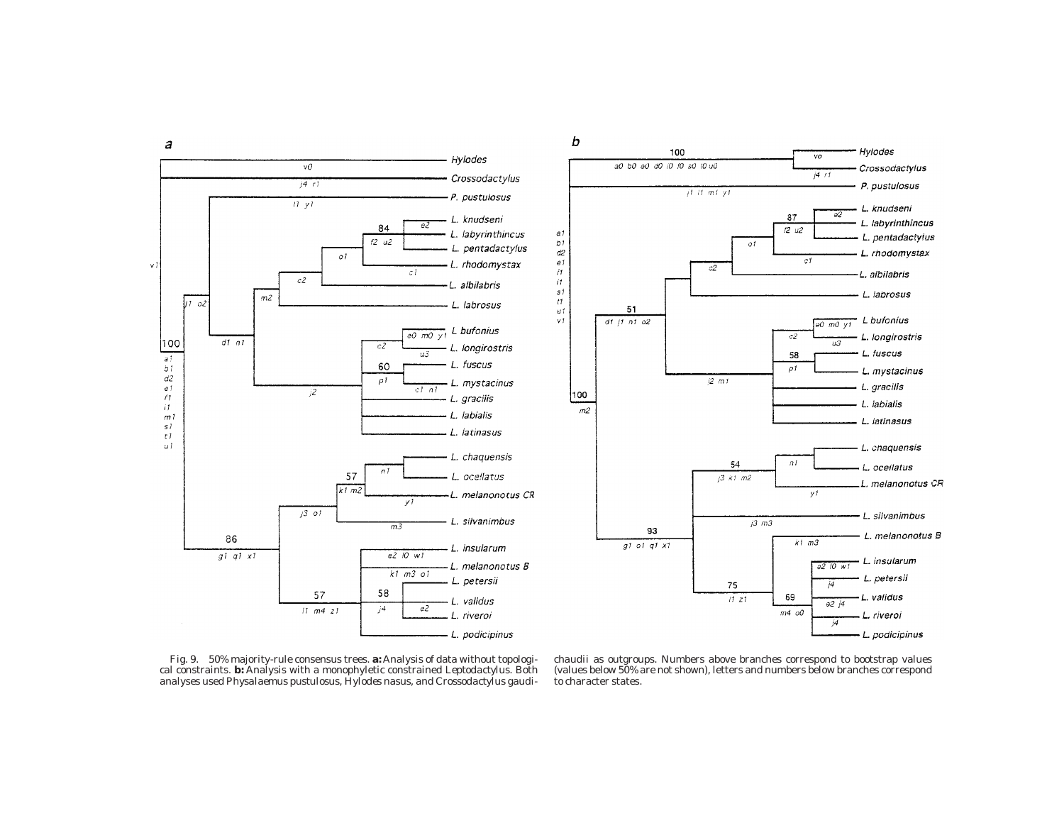Fig. 9. 50% majority-rule consensus trees. **a:** Analysis of data without topological constraints. **b:** Analysis with a monophyletic constrained Leptodactylus. Both analyses used Physalaemus pustulosus, Hylodes nasus, and Crossodactylus gaudichaudii as outgroups. Numbers above branches correspond to bootstrap values (values below 50% are not shown), letters and numbers below branches correspond to character states.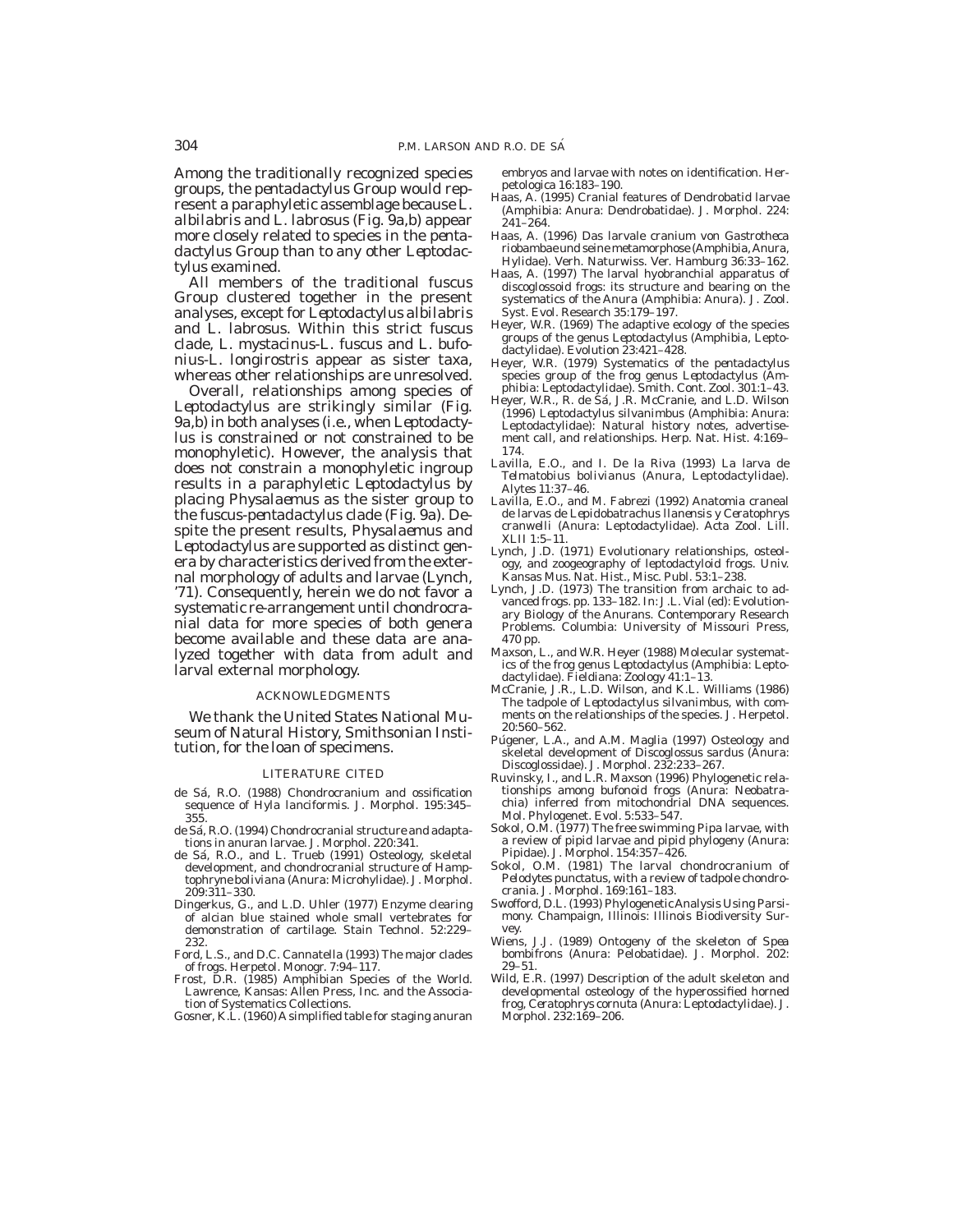Among the traditionally recognized species groups, the *pentadactylus* Group would represent a paraphyletic assemblage because *L. albilabris* and *L. labrosus* (Fig. 9a,b) appear more closely related to species in the *pentadactylus* Group than to any other *Leptodactylus* examined.

All members of the traditional *fuscus* Group clustered together in the present analyses, except for *Leptodactylus albilabris* and *L. labrosus*. Within this strict *fuscus* clade, *L. mystacinus*-*L. fuscus* and *L. bufonius*-*L. longirostris* appear as sister taxa, whereas other relationships are unresolved.

Overall, relationships among species of *Leptodactylus* are strikingly similar (Fig. 9a,b) in both analyses (i.e., when *Leptodactylus* is constrained or not constrained to be monophyletic). However, the analysis that does not constrain a monophyletic ingroup results in a paraphyletic *Leptodactylus* by placing *Physalaemus* as the sister group to the *fuscus*-*pentadactylus* clade (Fig. 9a). Despite the present results, *Physalaemus* and *Leptodactylus* are supported as distinct genera by characteristics derived from the external morphology of adults and larvae (Lynch, '71). Consequently, herein we do not favor a systematic re-arrangement until chondrocranial data for more species of both genera become available and these data are analyzed together with data from adult and larval external morphology.

## ACKNOWLEDGMENTS

We thank the United States National Museum of Natural History, Smithsonian Institution, for the loan of specimens.

## LITERATURE CITED

de Sá, R.O. (1988) Chondrocranium and ossification sequence of *Hyla lanciformis*. J. Morphol. 195:345–355.

de Sá, R.O. (1994) Chondrocranial structure and adaptations in anuran larvae. J. Morphol. 220:341.

de Sá, R.O., and L. Trueb (1991) Osteology, skeletal development, and chondrocranial structure of *Hamptophryne boliviana* (Anura: Microhylidae). J. Morphol. 209:311–330.

Dingerkus, G., and L.D. Uhler (1977) Enzyme clearing of alcian blue stained whole small vertebrates for demonstration of cartilage. Stain Technol. 52:229–232.

Ford, L.S., and D.C. Cannatella (1993) The major clades of frogs. Herpetol. Monogr. 7:94–117.

Frost, D.R. (1985) Amphibian Species of the World. Lawrence, Kansas: Allen Press, Inc. and the Association of Systematics Collections.

Gosner, K.L. (1960) A simplified table for staging anuran embryos and larvae with notes on identification. Herpetologica 16:183–190.

Haas, A. (1995) Cranial features of Dendrobatid larvae (Amphibia: Anura: Dendrobatidae). J. Morphol. 224: 241–264.

Haas, A. (1996) Das larvale cranium von *Gastrotheca riobambae* und seine metamorphose (Amphibia, Anura, Hylidae). Verh. Naturwiss. Ver. Hamburg 36:33–162.

Haas, A. (1997) The larval hyobranchial apparatus of discoglossoid frogs: its structure and bearing on the systematics of the Anura (Amphibia: Anura). J. Zool. Syst. Evol. Research 35:179–197.

Heyer, W.R. (1969) The adaptive ecology of the species groups of the genus *Leptodactylus* (Amphibia, Leptodactylidae). Evolution 23:421–428.

Heyer, W.R. (1979) Systematics of the pentadactylus species group of the frog genus *Leptodactylus* (Amphibia: Leptodactylidae). Smith. Cont. Zool. 301:1–43.

Heyer, W.R., R. de Sá, J.R. McCranie, and L.D. Wilson (1996) *Leptodactylus silvanimbus* (Amphibia: Anura: Leptodactylidae): Natural history notes, advertisement call, and relationships. Herp. Nat. Hist. 4:169–174.

Lavilla, E.O., and I. De la Riva (1993) La larva de *Telmatobius bolivianus* (Anura, Leptodactylidae). Alytes 11:37–46.

Lavilla, E.O., and M. Fabrezi (1992) Anatomia craneal de larvas de *Lepidobatrachus llanensis* y *Ceratophrys cranwelli* (Anura: Leptodactylidae). Acta Zool. Lill. XLII 1:5–11.

Lynch, J.D. (1971) Evolutionary relationships, osteology, and zoogeography of leptodactyloid frogs. Univ. Kansas Mus. Nat. Hist., Misc. Publ. 53:1–238.

Lynch, J.D. (1973) The transition from archaic to advanced frogs. pp. 133–182. In: J.L. Vial (ed): Evolutionary Biology of the Anurans. Contemporary Research Problems. Columbia: University of Missouri Press, 470 pp.

Maxson, L., and W.R. Heyer (1988) Molecular systematics of the frog genus *Leptodactylus* (Amphibia: Leptodactylidae). Fieldiana: Zoology 41:1–13.

McCranie, J.R., L.D. Wilson, and K.L. Williams (1986) The tadpole of *Leptodactylus silvanimbus*, with comments on the relationships of the species. J. Herpetol. 20:560–562.

Púgener, L.A., and A.M. Maglia (1997) Osteology and skeletal development of *Discoglossus sardus* (Anura: Discoglossidae). J. Morphol. 232:233–267.

Ruvinsky, I., and L.R. Maxson (1996) Phylogenetic relationships among bufonoid frogs (Anura: Neobatrachia) inferred from mitochondrial DNA sequences. Mol. Phylogenet. Evol. 5:533–547.

Sokol, O.M. (1977) The free swimming *Pipa* larvae, with a review of pipid larvae and pipid phylogeny (Anura: Pipidae). J. Morphol. 154:357–426.

Sokol, O.M. (1981) The larval chondrocranium of *Pelodytes punctatus*, with a review of tadpole chondrocrania. J. Morphol. 169:161–183.

Swofford, D.L. (1993) Phylogenetic Analysis Using Parsimony. Champaign, Illinois: Illinois Biodiversity Survey.

Wiens, J.J. (1989) Ontogeny of the skeleton of *Spea bombifrons* (Anura: Pelobatidae). J. Morphol. 202: 29–51.

Wild, E.R. (1997) Description of the adult skeleton and developmental osteology of the hyperossified horned frog, *Ceratophrys cornuta* (Anura: Leptodactylidae). J. Morphol. 232:169–206.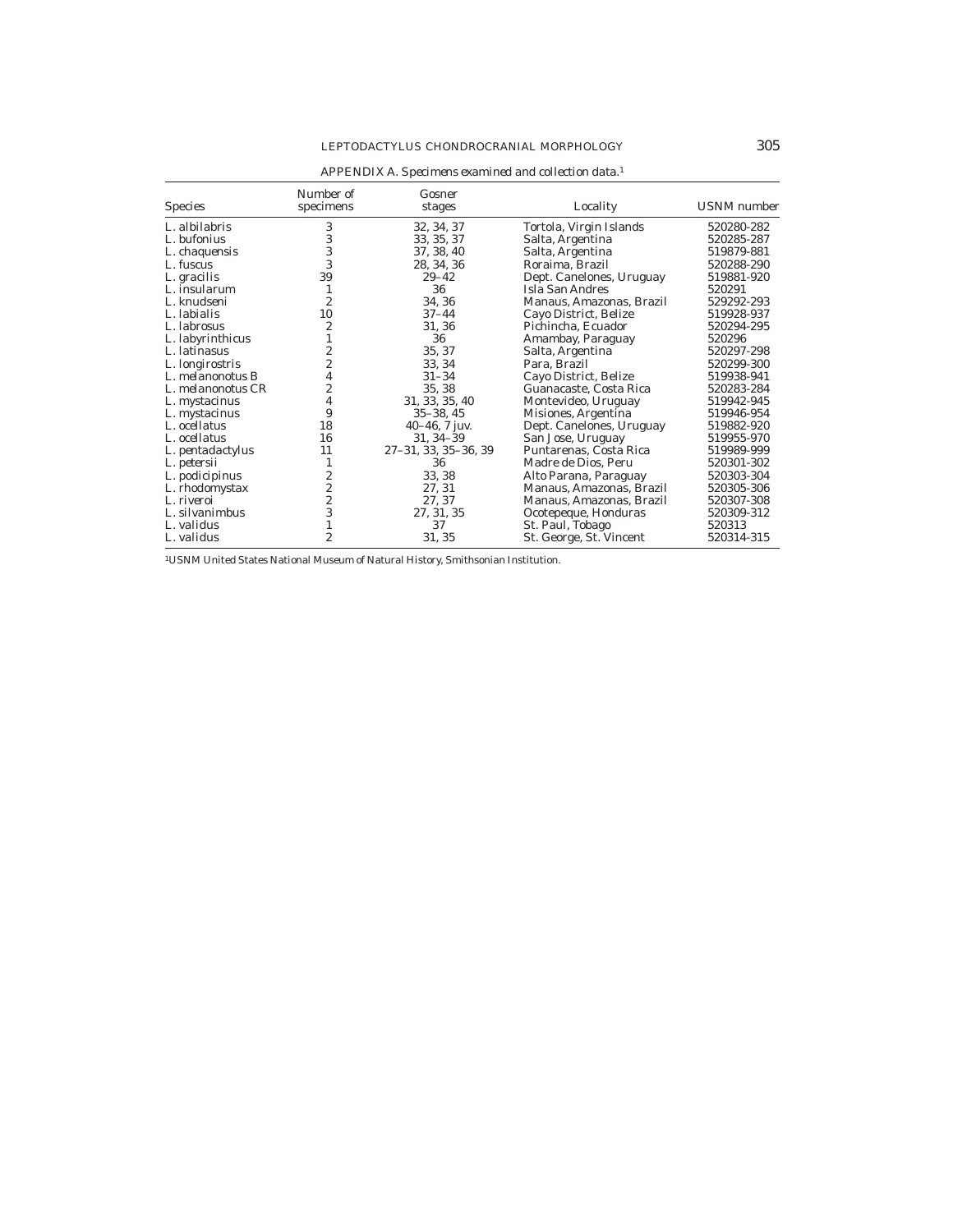APPENDIX A. *Specimens examined and collection data.*[1]

| Species | Number of specimens | Gosner stages | Locality | USNM number |
|---|---|---|---|---|
| *L. albilabris* | 3 | 32, 34, 37 | Tortola, Virgin Islands | 520280-282 |
| *L. bufonius* | 3 | 33, 35, 37 | Salta, Argentina | 520285-287 |
| *L. chaquensis* | 3 | 37, 38, 40 | Salta, Argentina | 519879-881 |
| *L. fuscus* | 3 | 28, 34, 36 | Roraima, Brazil | 520288-290 |
| *L. gracilis* | 39 | 29–42 | Dept. Canelones, Uruguay | 519881-920 |
| *L. insularum* | 1 | 36 | Isla San Andres | 520291 |
| *L. knudseni* | 2 | 34, 36 | Manaus, Amazonas, Brazil | 529292-293 |
| *L. labialis* | 10 | 37–44 | Cayo District, Belize | 519928-937 |
| *L. labrosus* | 2 | 31, 36 | Pichincha, Ecuador | 520294-295 |
| *L. labyrinthicus* | 1 | 36 | Amambay, Paraguay | 520296 |
| *L. latinasus* | 2 | 35, 37 | Salta, Argentina | 520297-298 |
| *L. longirostris* | 2 | 33, 34 | Para, Brazil | 520299-300 |
| *L. melanonotus* B | 4 | 31–34 | Cayo District, Belize | 519938-941 |
| *L. melanonotus* CR | 2 | 35, 38 | Guanacaste, Costa Rica | 520283-284 |
| *L. mystacinus* | 4 | 31, 33, 35, 40 | Montevideo, Uruguay | 519942-945 |
| *L. mystacinus* | 9 | 35–38, 45 | Misiones, Argentina | 519946-954 |
| *L. ocellatus* | 18 | 40–46, 7 juv. | Dept. Canelones, Uruguay | 519882-920 |
| *L. ocellatus* | 16 | 31, 34–39 | San Jose, Uruguay | 519955-970 |
| *L. pentadactylus* | 11 | 27–31, 33, 35–36, 39 | Puntarenas, Costa Rica | 519989-999 |
| *L. petersii* | 1 | 36 | Madre de Dios, Peru | 520301-302 |
| *L. podicipinus* | 2 | 33, 38 | Alto Parana, Paraguay | 520303-304 |
| *L. rhodomystax* | 2 | 27, 31 | Manaus, Amazonas, Brazil | 520305-306 |
| *L. riveroi* | 2 | 27, 37 | Manaus, Amazonas, Brazil | 520307-308 |
| *L. silvanimbus* | 3 | 27, 31, 35 | Ocotepeque, Honduras | 520309-312 |
| *L. validus* | 1 | 37 | St. Paul, Tobago | 520313 |
| *L. validus* | 2 | 31, 35 | St. George, St. Vincent | 520314-315 |

[1]USNM United States National Museum of Natural History, Smithsonian Institution.